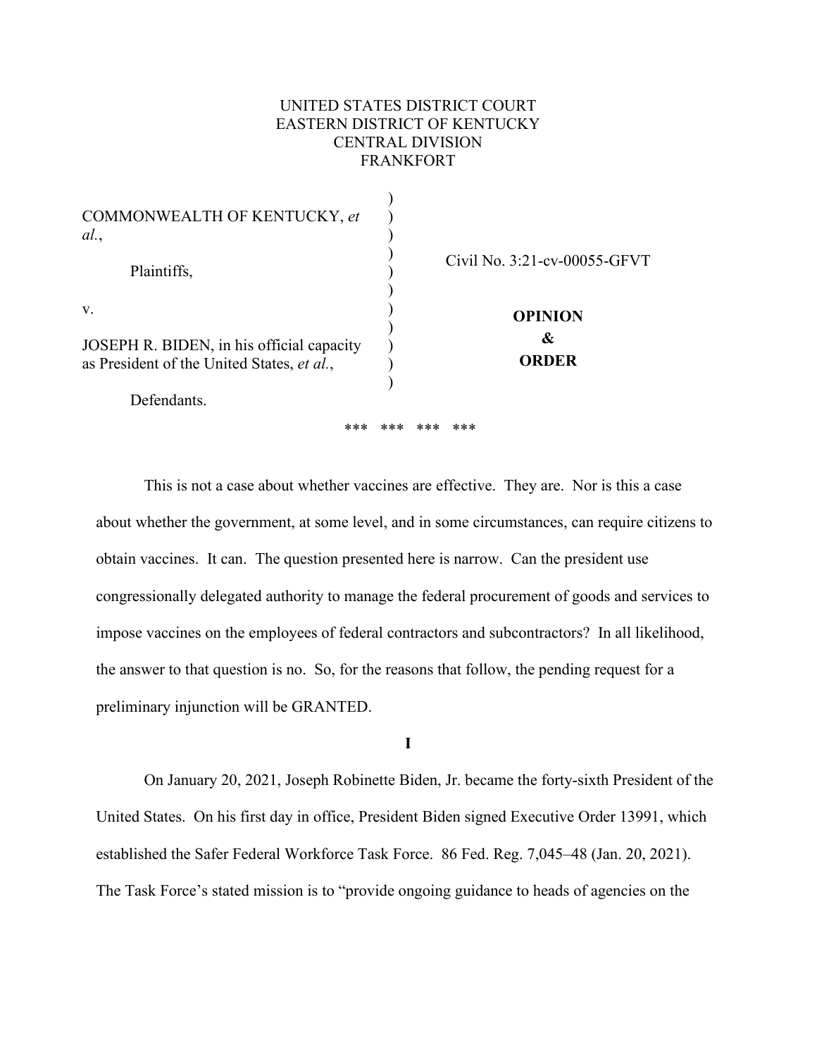UNITED STATES DISTRICT COURT
EASTERN DISTRICT OF KENTUCKY
CENTRAL DIVISION
FRANKFORT

| | |
|---|---|
| COMMONWEALTH OF KENTUCKY, *et al.*,<br><br>Plaintiffs,<br><br>v.<br><br>JOSEPH R. BIDEN, in his official capacity as President of the United States, *et al.*,<br><br>Defendants. | Civil No. 3:21-cv-00055-GFVT<br><br>**OPINION & ORDER** |

*** *** *** ***

This is not a case about whether vaccines are effective. They are. Nor is this a case about whether the government, at some level, and in some circumstances, can require citizens to obtain vaccines. It can. The question presented here is narrow. Can the president use congressionally delegated authority to manage the federal procurement of goods and services to impose vaccines on the employees of federal contractors and subcontractors? In all likelihood, the answer to that question is no. So, for the reasons that follow, the pending request for a preliminary injunction will be GRANTED.

## I

On January 20, 2021, Joseph Robinette Biden, Jr. became the forty-sixth President of the United States. On his first day in office, President Biden signed Executive Order 13991, which established the Safer Federal Workforce Task Force. 86 Fed. Reg. 7,045–48 (Jan. 20, 2021). The Task Force's stated mission is to "provide ongoing guidance to heads of agencies on the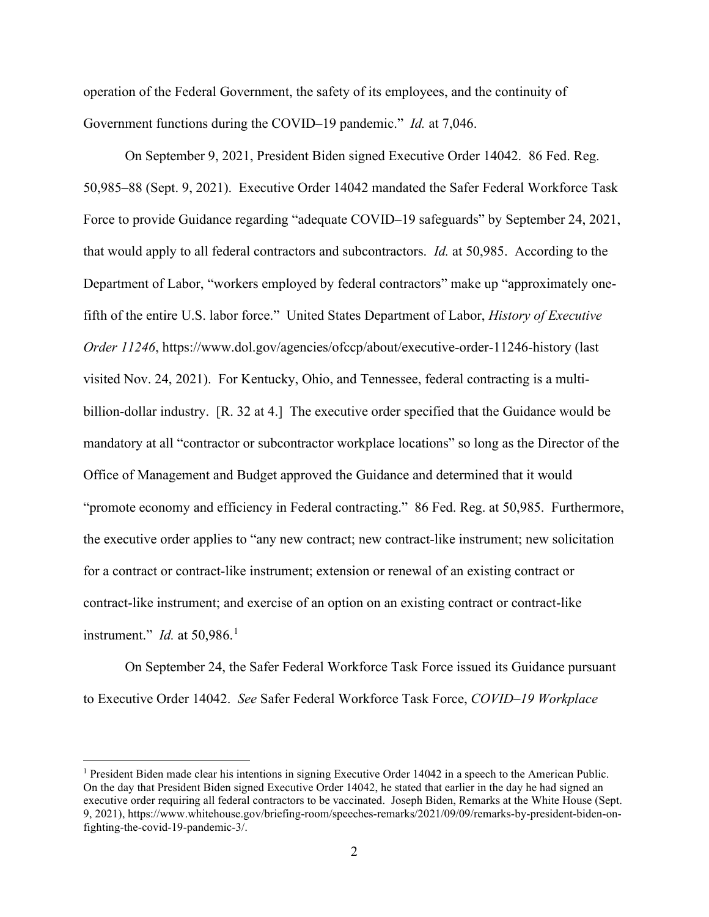operation of the Federal Government, the safety of its employees, and the continuity of Government functions during the COVID–19 pandemic." *Id.* at 7,046.

On September 9, 2021, President Biden signed Executive Order 14042. 86 Fed. Reg. 50,985–88 (Sept. 9, 2021). Executive Order 14042 mandated the Safer Federal Workforce Task Force to provide Guidance regarding "adequate COVID–19 safeguards" by September 24, 2021, that would apply to all federal contractors and subcontractors. *Id.* at 50,985. According to the Department of Labor, "workers employed by federal contractors" make up "approximately one-fifth of the entire U.S. labor force." United States Department of Labor, *History of Executive Order 11246*, https://www.dol.gov/agencies/ofccp/about/executive-order-11246-history (last visited Nov. 24, 2021). For Kentucky, Ohio, and Tennessee, federal contracting is a multi-billion-dollar industry. [R. 32 at 4.] The executive order specified that the Guidance would be mandatory at all "contractor or subcontractor workplace locations" so long as the Director of the Office of Management and Budget approved the Guidance and determined that it would "promote economy and efficiency in Federal contracting." 86 Fed. Reg. at 50,985. Furthermore, the executive order applies to "any new contract; new contract-like instrument; new solicitation for a contract or contract-like instrument; extension or renewal of an existing contract or contract-like instrument; and exercise of an option on an existing contract or contract-like instrument." *Id.* at 50,986.[1]

On September 24, the Safer Federal Workforce Task Force issued its Guidance pursuant to Executive Order 14042. *See* Safer Federal Workforce Task Force, *COVID–19 Workplace*

---

[1] President Biden made clear his intentions in signing Executive Order 14042 in a speech to the American Public. On the day that President Biden signed Executive Order 14042, he stated that earlier in the day he had signed an executive order requiring all federal contractors to be vaccinated. Joseph Biden, Remarks at the White House (Sept. 9, 2021), https://www.whitehouse.gov/briefing-room/speeches-remarks/2021/09/09/remarks-by-president-biden-on-fighting-the-covid-19-pandemic-3/.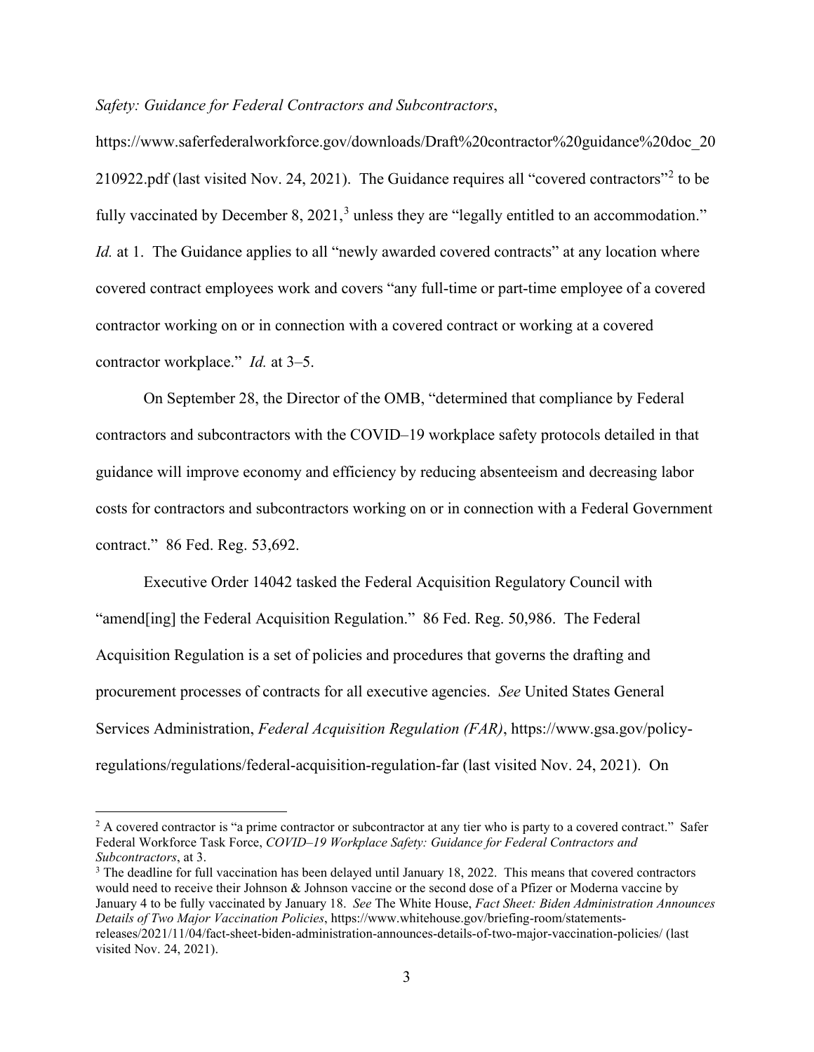*Safety: Guidance for Federal Contractors and Subcontractors*, https://www.saferfederalworkforce.gov/downloads/Draft%20contractor%20guidance%20doc_20210922.pdf (last visited Nov. 24, 2021). The Guidance requires all "covered contractors"[2] to be fully vaccinated by December 8, 2021,[3] unless they are "legally entitled to an accommodation." *Id.* at 1. The Guidance applies to all "newly awarded covered contracts" at any location where covered contract employees work and covers "any full-time or part-time employee of a covered contractor working on or in connection with a covered contract or working at a covered contractor workplace." *Id.* at 3–5.

On September 28, the Director of the OMB, "determined that compliance by Federal contractors and subcontractors with the COVID–19 workplace safety protocols detailed in that guidance will improve economy and efficiency by reducing absenteeism and decreasing labor costs for contractors and subcontractors working on or in connection with a Federal Government contract." 86 Fed. Reg. 53,692.

Executive Order 14042 tasked the Federal Acquisition Regulatory Council with "amend[ing] the Federal Acquisition Regulation." 86 Fed. Reg. 50,986. The Federal Acquisition Regulation is a set of policies and procedures that governs the drafting and procurement processes of contracts for all executive agencies. *See* United States General Services Administration, *Federal Acquisition Regulation (FAR)*, https://www.gsa.gov/policy-regulations/regulations/federal-acquisition-regulation-far (last visited Nov. 24, 2021). On

---

[2] A covered contractor is "a prime contractor or subcontractor at any tier who is party to a covered contract." Safer Federal Workforce Task Force, *COVID–19 Workplace Safety: Guidance for Federal Contractors and Subcontractors*, at 3.

[3] The deadline for full vaccination has been delayed until January 18, 2022. This means that covered contractors would need to receive their Johnson & Johnson vaccine or the second dose of a Pfizer or Moderna vaccine by January 4 to be fully vaccinated by January 18. *See* The White House, *Fact Sheet: Biden Administration Announces Details of Two Major Vaccination Policies*, https://www.whitehouse.gov/briefing-room/statements-releases/2021/11/04/fact-sheet-biden-administration-announces-details-of-two-major-vaccination-policies/ (last visited Nov. 24, 2021).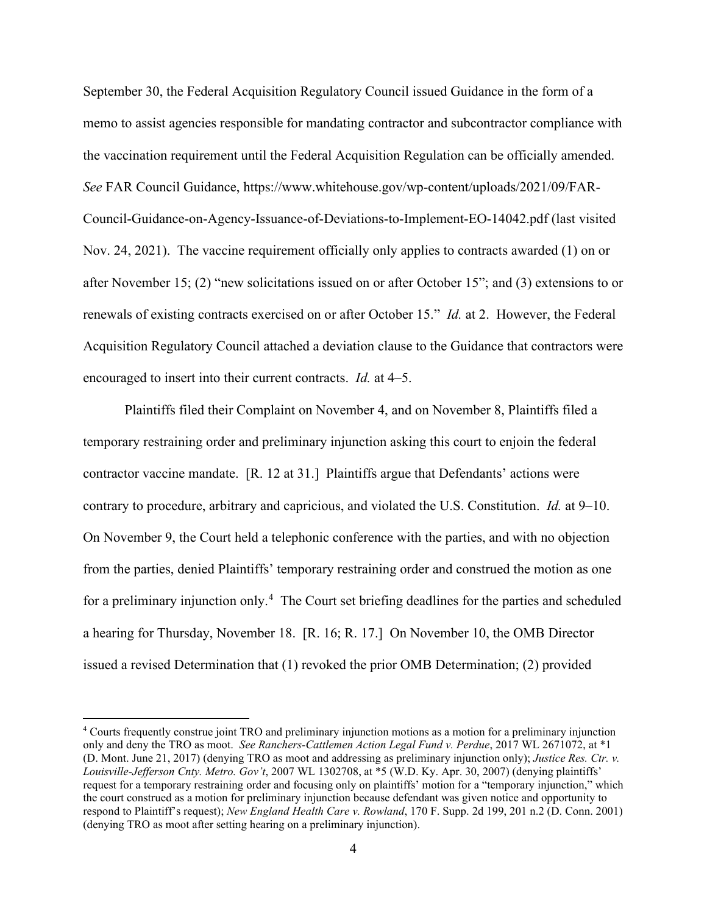September 30, the Federal Acquisition Regulatory Council issued Guidance in the form of a memo to assist agencies responsible for mandating contractor and subcontractor compliance with the vaccination requirement until the Federal Acquisition Regulation can be officially amended. *See* FAR Council Guidance, https://www.whitehouse.gov/wp-content/uploads/2021/09/FAR-Council-Guidance-on-Agency-Issuance-of-Deviations-to-Implement-EO-14042.pdf (last visited Nov. 24, 2021). The vaccine requirement officially only applies to contracts awarded (1) on or after November 15; (2) "new solicitations issued on or after October 15"; and (3) extensions to or renewals of existing contracts exercised on or after October 15." *Id.* at 2. However, the Federal Acquisition Regulatory Council attached a deviation clause to the Guidance that contractors were encouraged to insert into their current contracts. *Id.* at 4–5.

Plaintiffs filed their Complaint on November 4, and on November 8, Plaintiffs filed a temporary restraining order and preliminary injunction asking this court to enjoin the federal contractor vaccine mandate. [R. 12 at 31.] Plaintiffs argue that Defendants' actions were contrary to procedure, arbitrary and capricious, and violated the U.S. Constitution. *Id.* at 9–10. On November 9, the Court held a telephonic conference with the parties, and with no objection from the parties, denied Plaintiffs' temporary restraining order and construed the motion as one for a preliminary injunction only.[4] The Court set briefing deadlines for the parties and scheduled a hearing for Thursday, November 18. [R. 16; R. 17.] On November 10, the OMB Director issued a revised Determination that (1) revoked the prior OMB Determination; (2) provided

[4] Courts frequently construe joint TRO and preliminary injunction motions as a motion for a preliminary injunction only and deny the TRO as moot. *See Ranchers-Cattlemen Action Legal Fund v. Perdue*, 2017 WL 2671072, at *1 (D. Mont. June 21, 2017) (denying TRO as moot and addressing as preliminary injunction only); *Justice Res. Ctr. v. Louisville-Jefferson Cnty. Metro. Gov't*, 2007 WL 1302708, at *5 (W.D. Ky. Apr. 30, 2007) (denying plaintiffs' request for a temporary restraining order and focusing only on plaintiffs' motion for a "temporary injunction," which the court construed as a motion for preliminary injunction because defendant was given notice and opportunity to respond to Plaintiff's request); *New England Health Care v. Rowland*, 170 F. Supp. 2d 199, 201 n.2 (D. Conn. 2001) (denying TRO as moot after setting hearing on a preliminary injunction).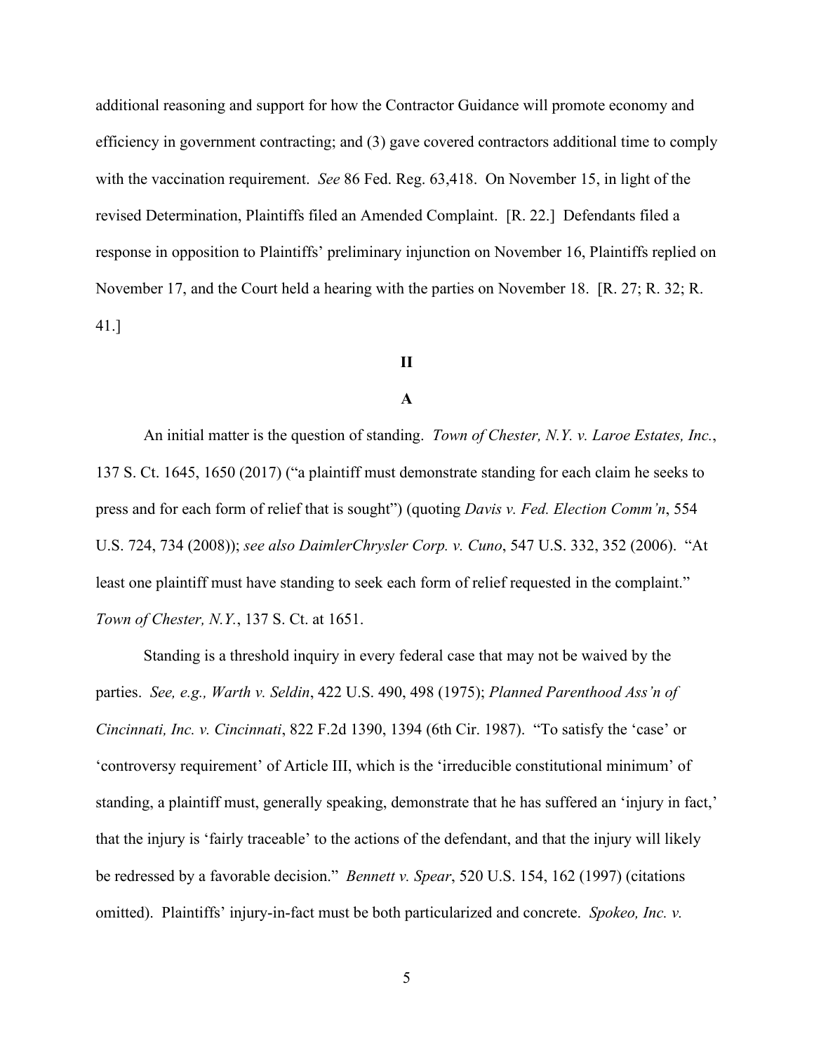additional reasoning and support for how the Contractor Guidance will promote economy and efficiency in government contracting; and (3) gave covered contractors additional time to comply with the vaccination requirement. *See* 86 Fed. Reg. 63,418. On November 15, in light of the revised Determination, Plaintiffs filed an Amended Complaint. [R. 22.] Defendants filed a response in opposition to Plaintiffs' preliminary injunction on November 16, Plaintiffs replied on November 17, and the Court held a hearing with the parties on November 18. [R. 27; R. 32; R. 41.]

## II

### A

An initial matter is the question of standing. *Town of Chester, N.Y. v. Laroe Estates, Inc.*, 137 S. Ct. 1645, 1650 (2017) ("a plaintiff must demonstrate standing for each claim he seeks to press and for each form of relief that is sought") (quoting *Davis v. Fed. Election Comm'n*, 554 U.S. 724, 734 (2008)); *see also DaimlerChrysler Corp. v. Cuno*, 547 U.S. 332, 352 (2006). "At least one plaintiff must have standing to seek each form of relief requested in the complaint." *Town of Chester, N.Y.*, 137 S. Ct. at 1651.

Standing is a threshold inquiry in every federal case that may not be waived by the parties. *See, e.g., Warth v. Seldin*, 422 U.S. 490, 498 (1975); *Planned Parenthood Ass'n of Cincinnati, Inc. v. Cincinnati*, 822 F.2d 1390, 1394 (6th Cir. 1987). "To satisfy the 'case' or 'controversy requirement' of Article III, which is the 'irreducible constitutional minimum' of standing, a plaintiff must, generally speaking, demonstrate that he has suffered an 'injury in fact,' that the injury is 'fairly traceable' to the actions of the defendant, and that the injury will likely be redressed by a favorable decision." *Bennett v. Spear*, 520 U.S. 154, 162 (1997) (citations omitted). Plaintiffs' injury-in-fact must be both particularized and concrete. *Spokeo, Inc. v.*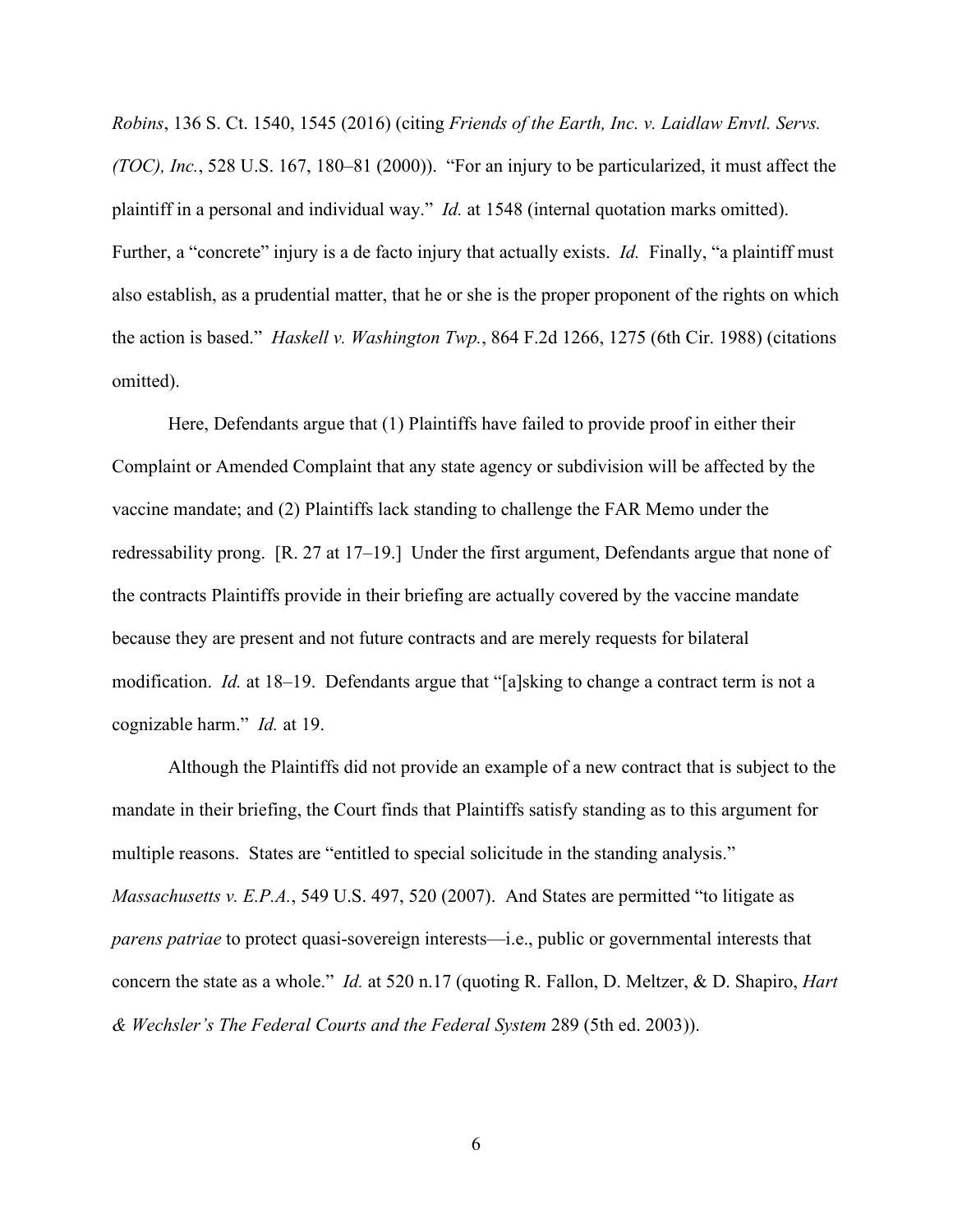*Robins*, 136 S. Ct. 1540, 1545 (2016) (citing *Friends of the Earth, Inc. v. Laidlaw Envtl. Servs. (TOC), Inc.*, 528 U.S. 167, 180–81 (2000)). "For an injury to be particularized, it must affect the plaintiff in a personal and individual way." *Id.* at 1548 (internal quotation marks omitted). Further, a "concrete" injury is a de facto injury that actually exists. *Id.* Finally, "a plaintiff must also establish, as a prudential matter, that he or she is the proper proponent of the rights on which the action is based." *Haskell v. Washington Twp.*, 864 F.2d 1266, 1275 (6th Cir. 1988) (citations omitted).

Here, Defendants argue that (1) Plaintiffs have failed to provide proof in either their Complaint or Amended Complaint that any state agency or subdivision will be affected by the vaccine mandate; and (2) Plaintiffs lack standing to challenge the FAR Memo under the redressability prong. [R. 27 at 17–19.] Under the first argument, Defendants argue that none of the contracts Plaintiffs provide in their briefing are actually covered by the vaccine mandate because they are present and not future contracts and are merely requests for bilateral modification. *Id.* at 18–19. Defendants argue that "[a]sking to change a contract term is not a cognizable harm." *Id.* at 19.

Although the Plaintiffs did not provide an example of a new contract that is subject to the mandate in their briefing, the Court finds that Plaintiffs satisfy standing as to this argument for multiple reasons. States are "entitled to special solicitude in the standing analysis." *Massachusetts v. E.P.A.*, 549 U.S. 497, 520 (2007). And States are permitted "to litigate as *parens patriae* to protect quasi-sovereign interests—i.e., public or governmental interests that concern the state as a whole." *Id.* at 520 n.17 (quoting R. Fallon, D. Meltzer, & D. Shapiro, *Hart & Wechsler's The Federal Courts and the Federal System* 289 (5th ed. 2003)).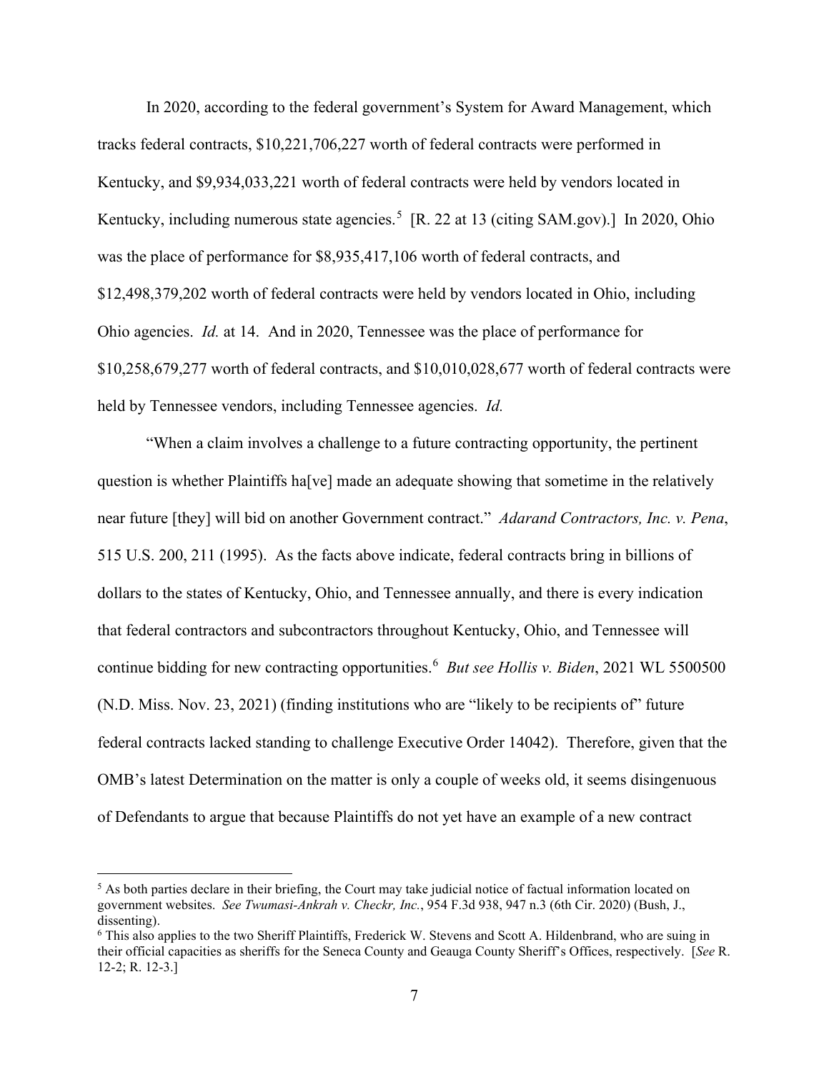In 2020, according to the federal government's System for Award Management, which tracks federal contracts, $10,221,706,227 worth of federal contracts were performed in Kentucky, and $9,934,033,221 worth of federal contracts were held by vendors located in Kentucky, including numerous state agencies.[5] [R. 22 at 13 (citing SAM.gov).] In 2020, Ohio was the place of performance for $8,935,417,106 worth of federal contracts, and $12,498,379,202 worth of federal contracts were held by vendors located in Ohio, including Ohio agencies. *Id.* at 14. And in 2020, Tennessee was the place of performance for $10,258,679,277 worth of federal contracts, and $10,010,028,677 worth of federal contracts were held by Tennessee vendors, including Tennessee agencies. *Id.*

"When a claim involves a challenge to a future contracting opportunity, the pertinent question is whether Plaintiffs ha[ve] made an adequate showing that sometime in the relatively near future [they] will bid on another Government contract." *Adarand Contractors, Inc. v. Pena*, 515 U.S. 200, 211 (1995). As the facts above indicate, federal contracts bring in billions of dollars to the states of Kentucky, Ohio, and Tennessee annually, and there is every indication that federal contractors and subcontractors throughout Kentucky, Ohio, and Tennessee will continue bidding for new contracting opportunities.[6] *But see Hollis v. Biden*, 2021 WL 5500500 (N.D. Miss. Nov. 23, 2021) (finding institutions who are "likely to be recipients of" future federal contracts lacked standing to challenge Executive Order 14042). Therefore, given that the OMB's latest Determination on the matter is only a couple of weeks old, it seems disingenuous of Defendants to argue that because Plaintiffs do not yet have an example of a new contract

---

[5] As both parties declare in their briefing, the Court may take judicial notice of factual information located on government websites. *See Twumasi-Ankrah v. Checkr, Inc.*, 954 F.3d 938, 947 n.3 (6th Cir. 2020) (Bush, J., dissenting).

[6] This also applies to the two Sheriff Plaintiffs, Frederick W. Stevens and Scott A. Hildenbrand, who are suing in their official capacities as sheriffs for the Seneca County and Geauga County Sheriff's Offices, respectively. [*See* R. 12-2; R. 12-3.]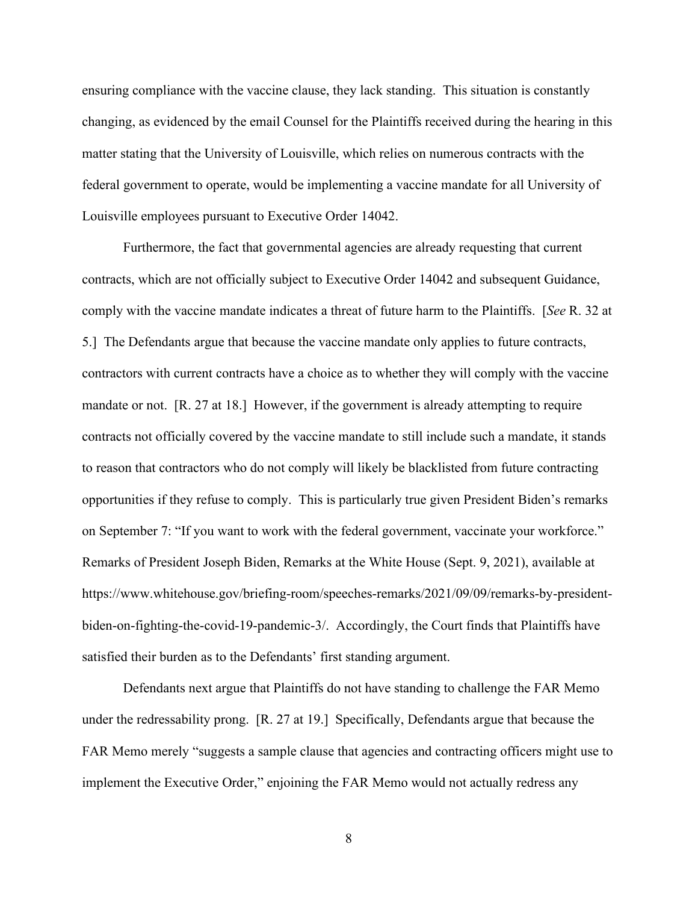ensuring compliance with the vaccine clause, they lack standing. This situation is constantly changing, as evidenced by the email Counsel for the Plaintiffs received during the hearing in this matter stating that the University of Louisville, which relies on numerous contracts with the federal government to operate, would be implementing a vaccine mandate for all University of Louisville employees pursuant to Executive Order 14042.

Furthermore, the fact that governmental agencies are already requesting that current contracts, which are not officially subject to Executive Order 14042 and subsequent Guidance, comply with the vaccine mandate indicates a threat of future harm to the Plaintiffs. [*See* R. 32 at 5.] The Defendants argue that because the vaccine mandate only applies to future contracts, contractors with current contracts have a choice as to whether they will comply with the vaccine mandate or not. [R. 27 at 18.] However, if the government is already attempting to require contracts not officially covered by the vaccine mandate to still include such a mandate, it stands to reason that contractors who do not comply will likely be blacklisted from future contracting opportunities if they refuse to comply. This is particularly true given President Biden's remarks on September 7: "If you want to work with the federal government, vaccinate your workforce." Remarks of President Joseph Biden, Remarks at the White House (Sept. 9, 2021), available at https://www.whitehouse.gov/briefing-room/speeches-remarks/2021/09/09/remarks-by-president-biden-on-fighting-the-covid-19-pandemic-3/. Accordingly, the Court finds that Plaintiffs have satisfied their burden as to the Defendants' first standing argument.

Defendants next argue that Plaintiffs do not have standing to challenge the FAR Memo under the redressability prong. [R. 27 at 19.] Specifically, Defendants argue that because the FAR Memo merely "suggests a sample clause that agencies and contracting officers might use to implement the Executive Order," enjoining the FAR Memo would not actually redress any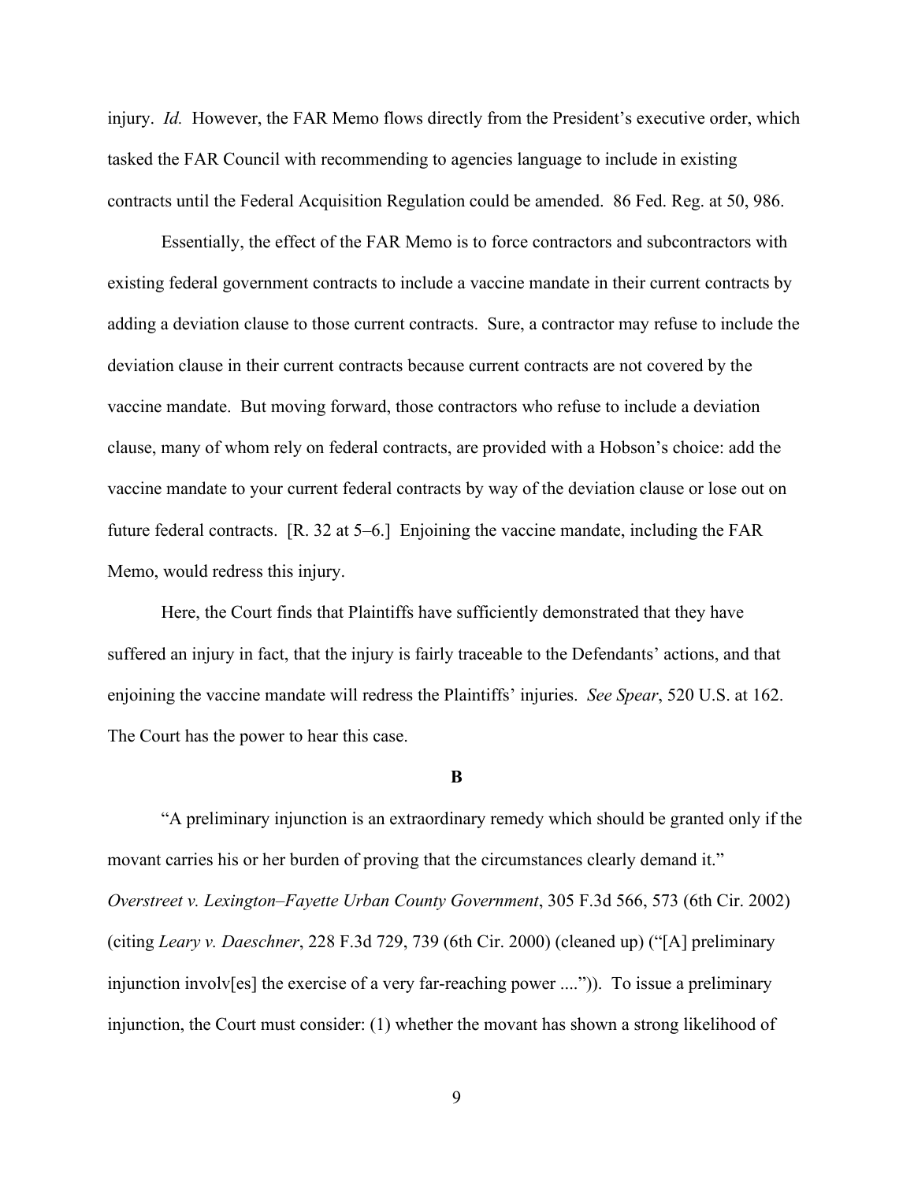injury. *Id.* However, the FAR Memo flows directly from the President's executive order, which tasked the FAR Council with recommending to agencies language to include in existing contracts until the Federal Acquisition Regulation could be amended. 86 Fed. Reg. at 50, 986.

Essentially, the effect of the FAR Memo is to force contractors and subcontractors with existing federal government contracts to include a vaccine mandate in their current contracts by adding a deviation clause to those current contracts. Sure, a contractor may refuse to include the deviation clause in their current contracts because current contracts are not covered by the vaccine mandate. But moving forward, those contractors who refuse to include a deviation clause, many of whom rely on federal contracts, are provided with a Hobson's choice: add the vaccine mandate to your current federal contracts by way of the deviation clause or lose out on future federal contracts. [R. 32 at 5–6.] Enjoining the vaccine mandate, including the FAR Memo, would redress this injury.

Here, the Court finds that Plaintiffs have sufficiently demonstrated that they have suffered an injury in fact, that the injury is fairly traceable to the Defendants' actions, and that enjoining the vaccine mandate will redress the Plaintiffs' injuries. *See Spear*, 520 U.S. at 162. The Court has the power to hear this case.

**B**

"A preliminary injunction is an extraordinary remedy which should be granted only if the movant carries his or her burden of proving that the circumstances clearly demand it." *Overstreet v. Lexington–Fayette Urban County Government*, 305 F.3d 566, 573 (6th Cir. 2002) (citing *Leary v. Daeschner*, 228 F.3d 729, 739 (6th Cir. 2000) (cleaned up) ("[A] preliminary injunction involv[es] the exercise of a very far-reaching power ....")). To issue a preliminary injunction, the Court must consider: (1) whether the movant has shown a strong likelihood of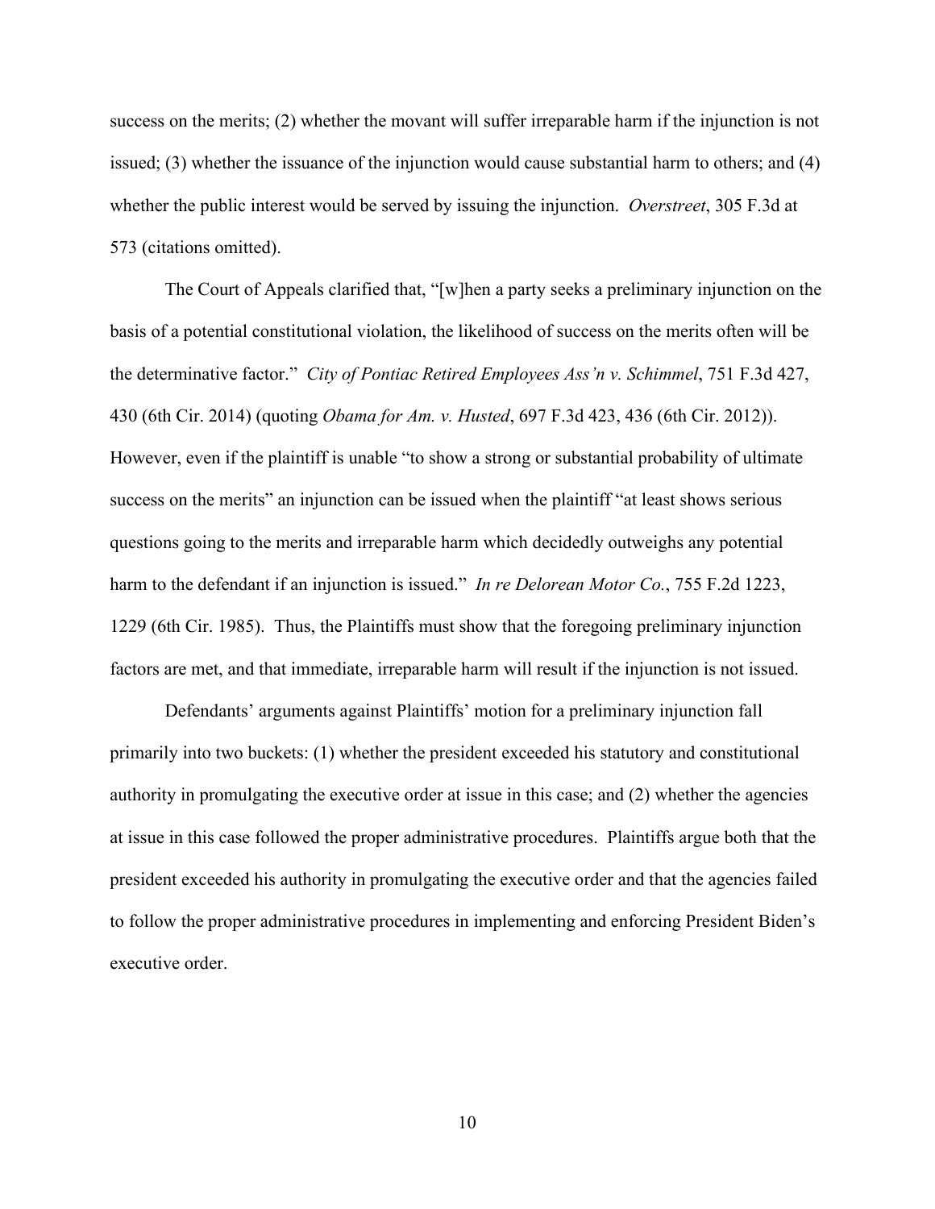success on the merits; (2) whether the movant will suffer irreparable harm if the injunction is not issued; (3) whether the issuance of the injunction would cause substantial harm to others; and (4) whether the public interest would be served by issuing the injunction. *Overstreet*, 305 F.3d at 573 (citations omitted).

The Court of Appeals clarified that, "[w]hen a party seeks a preliminary injunction on the basis of a potential constitutional violation, the likelihood of success on the merits often will be the determinative factor." *City of Pontiac Retired Employees Ass'n v. Schimmel*, 751 F.3d 427, 430 (6th Cir. 2014) (quoting *Obama for Am. v. Husted*, 697 F.3d 423, 436 (6th Cir. 2012)). However, even if the plaintiff is unable "to show a strong or substantial probability of ultimate success on the merits" an injunction can be issued when the plaintiff "at least shows serious questions going to the merits and irreparable harm which decidedly outweighs any potential harm to the defendant if an injunction is issued." *In re Delorean Motor Co.*, 755 F.2d 1223, 1229 (6th Cir. 1985). Thus, the Plaintiffs must show that the foregoing preliminary injunction factors are met, and that immediate, irreparable harm will result if the injunction is not issued.

Defendants' arguments against Plaintiffs' motion for a preliminary injunction fall primarily into two buckets: (1) whether the president exceeded his statutory and constitutional authority in promulgating the executive order at issue in this case; and (2) whether the agencies at issue in this case followed the proper administrative procedures. Plaintiffs argue both that the president exceeded his authority in promulgating the executive order and that the agencies failed to follow the proper administrative procedures in implementing and enforcing President Biden's executive order.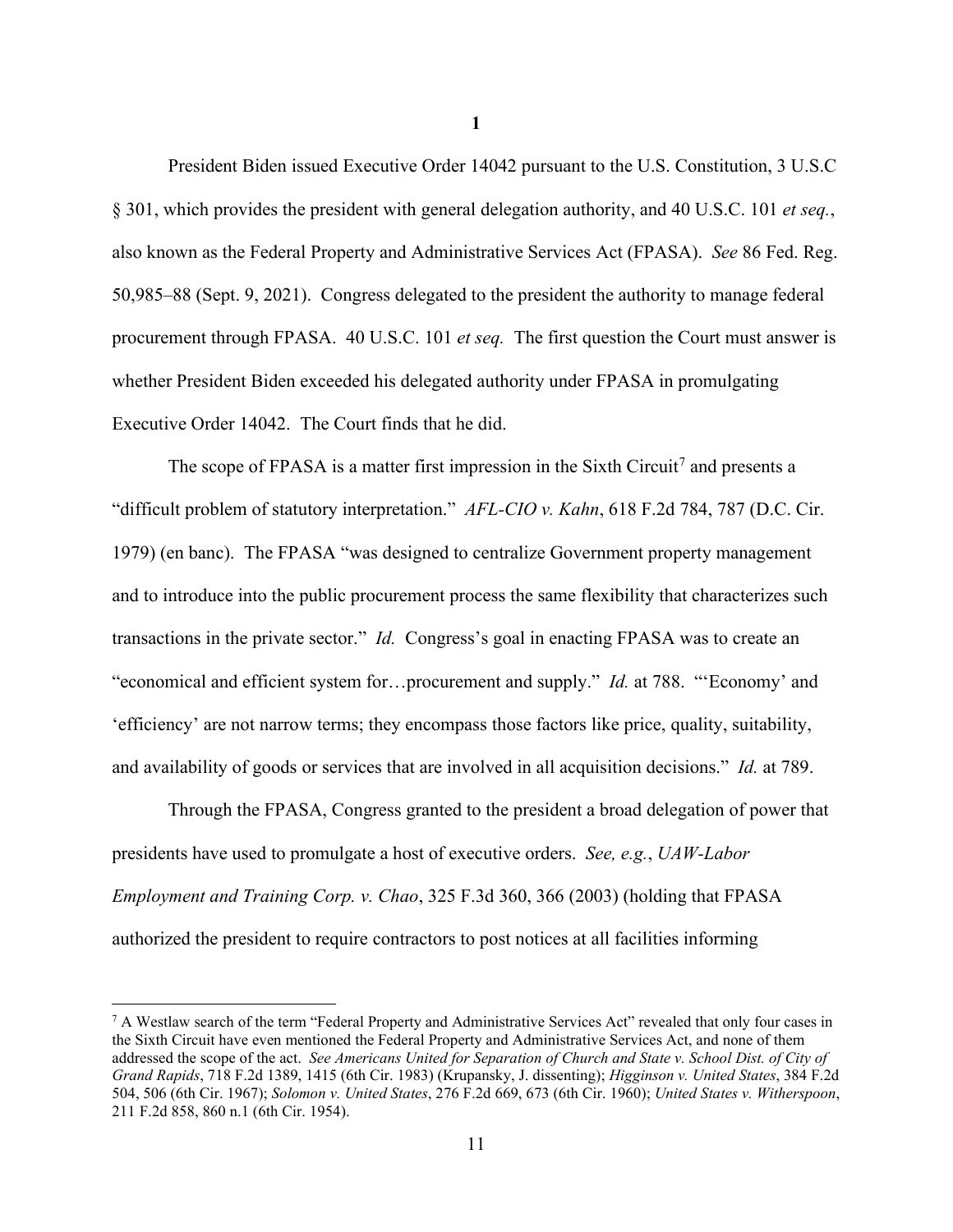## 1

President Biden issued Executive Order 14042 pursuant to the U.S. Constitution, 3 U.S.C § 301, which provides the president with general delegation authority, and 40 U.S.C. 101 *et seq.*, also known as the Federal Property and Administrative Services Act (FPASA). *See* 86 Fed. Reg. 50,985–88 (Sept. 9, 2021). Congress delegated to the president the authority to manage federal procurement through FPASA. 40 U.S.C. 101 *et seq.* The first question the Court must answer is whether President Biden exceeded his delegated authority under FPASA in promulgating Executive Order 14042. The Court finds that he did.

The scope of FPASA is a matter first impression in the Sixth Circuit[7] and presents a "difficult problem of statutory interpretation." *AFL-CIO v. Kahn*, 618 F.2d 784, 787 (D.C. Cir. 1979) (en banc). The FPASA "was designed to centralize Government property management and to introduce into the public procurement process the same flexibility that characterizes such transactions in the private sector." *Id.* Congress's goal in enacting FPASA was to create an "economical and efficient system for…procurement and supply." *Id.* at 788. "'Economy' and 'efficiency' are not narrow terms; they encompass those factors like price, quality, suitability, and availability of goods or services that are involved in all acquisition decisions." *Id.* at 789.

Through the FPASA, Congress granted to the president a broad delegation of power that presidents have used to promulgate a host of executive orders. *See, e.g.*, *UAW-Labor Employment and Training Corp. v. Chao*, 325 F.3d 360, 366 (2003) (holding that FPASA authorized the president to require contractors to post notices at all facilities informing

[7] A Westlaw search of the term "Federal Property and Administrative Services Act" revealed that only four cases in the Sixth Circuit have even mentioned the Federal Property and Administrative Services Act, and none of them addressed the scope of the act. *See Americans United for Separation of Church and State v. School Dist. of City of Grand Rapids*, 718 F.2d 1389, 1415 (6th Cir. 1983) (Krupansky, J. dissenting); *Higginson v. United States*, 384 F.2d 504, 506 (6th Cir. 1967); *Solomon v. United States*, 276 F.2d 669, 673 (6th Cir. 1960); *United States v. Witherspoon*, 211 F.2d 858, 860 n.1 (6th Cir. 1954).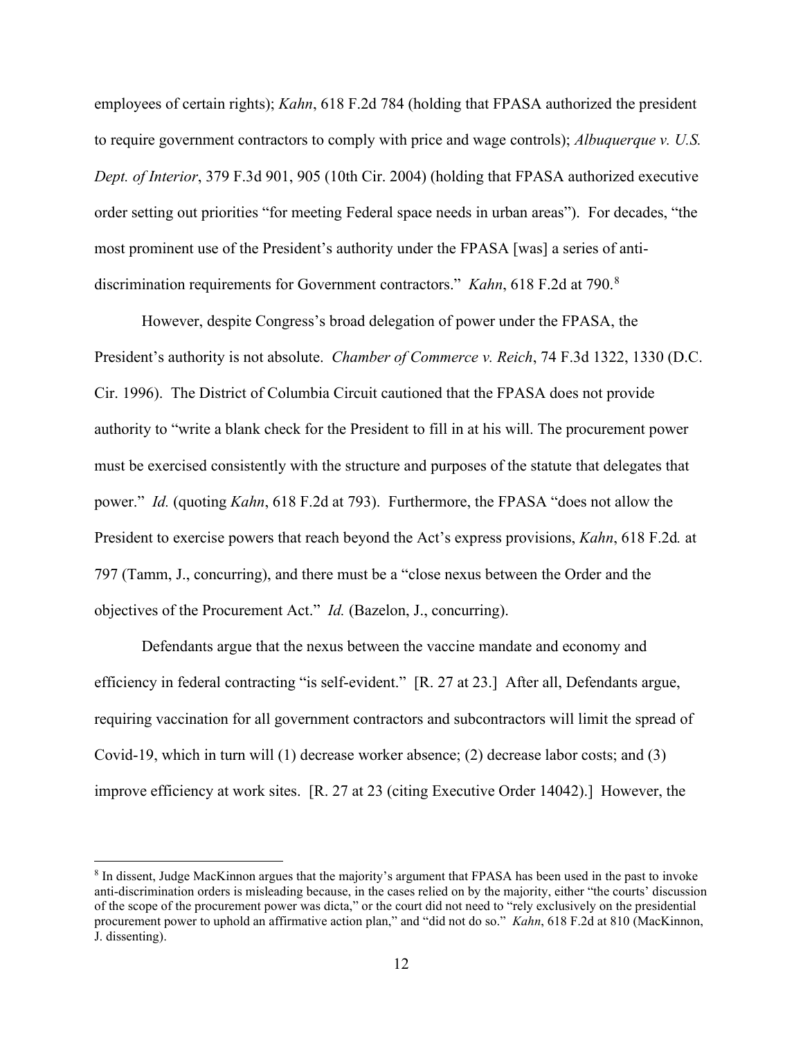employees of certain rights); *Kahn*, 618 F.2d 784 (holding that FPASA authorized the president to require government contractors to comply with price and wage controls); *Albuquerque v. U.S. Dept. of Interior*, 379 F.3d 901, 905 (10th Cir. 2004) (holding that FPASA authorized executive order setting out priorities "for meeting Federal space needs in urban areas"). For decades, "the most prominent use of the President's authority under the FPASA [was] a series of anti-discrimination requirements for Government contractors." *Kahn*, 618 F.2d at 790.[8]

However, despite Congress's broad delegation of power under the FPASA, the President's authority is not absolute. *Chamber of Commerce v. Reich*, 74 F.3d 1322, 1330 (D.C. Cir. 1996). The District of Columbia Circuit cautioned that the FPASA does not provide authority to "write a blank check for the President to fill in at his will. The procurement power must be exercised consistently with the structure and purposes of the statute that delegates that power." *Id.* (quoting *Kahn*, 618 F.2d at 793). Furthermore, the FPASA "does not allow the President to exercise powers that reach beyond the Act's express provisions, *Kahn*, 618 F.2d*.* at 797 (Tamm, J., concurring), and there must be a "close nexus between the Order and the objectives of the Procurement Act." *Id.* (Bazelon, J., concurring).

Defendants argue that the nexus between the vaccine mandate and economy and efficiency in federal contracting "is self-evident." [R. 27 at 23.] After all, Defendants argue, requiring vaccination for all government contractors and subcontractors will limit the spread of Covid-19, which in turn will (1) decrease worker absence; (2) decrease labor costs; and (3) improve efficiency at work sites. [R. 27 at 23 (citing Executive Order 14042).] However, the

---

[8] In dissent, Judge MacKinnon argues that the majority's argument that FPASA has been used in the past to invoke anti-discrimination orders is misleading because, in the cases relied on by the majority, either "the courts' discussion of the scope of the procurement power was dicta," or the court did not need to "rely exclusively on the presidential procurement power to uphold an affirmative action plan," and "did not do so." *Kahn*, 618 F.2d at 810 (MacKinnon, J. dissenting).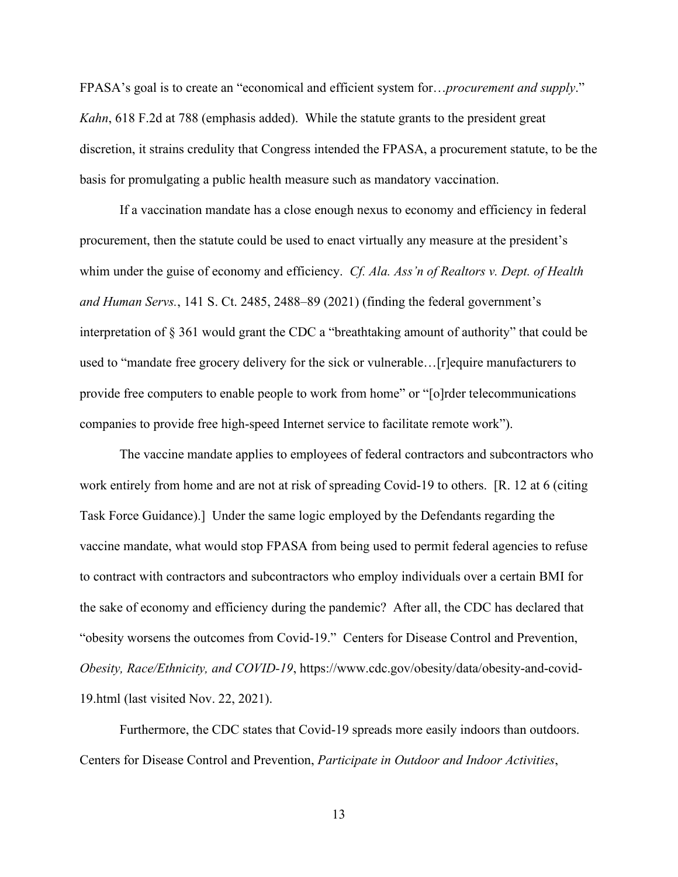FPASA's goal is to create an "economical and efficient system for…*procurement and supply*." *Kahn*, 618 F.2d at 788 (emphasis added). While the statute grants to the president great discretion, it strains credulity that Congress intended the FPASA, a procurement statute, to be the basis for promulgating a public health measure such as mandatory vaccination.

If a vaccination mandate has a close enough nexus to economy and efficiency in federal procurement, then the statute could be used to enact virtually any measure at the president's whim under the guise of economy and efficiency. *Cf. Ala. Ass'n of Realtors v. Dept. of Health and Human Servs.*, 141 S. Ct. 2485, 2488–89 (2021) (finding the federal government's interpretation of § 361 would grant the CDC a "breathtaking amount of authority" that could be used to "mandate free grocery delivery for the sick or vulnerable…[r]equire manufacturers to provide free computers to enable people to work from home" or "[o]rder telecommunications companies to provide free high-speed Internet service to facilitate remote work").

The vaccine mandate applies to employees of federal contractors and subcontractors who work entirely from home and are not at risk of spreading Covid-19 to others. [R. 12 at 6 (citing Task Force Guidance).] Under the same logic employed by the Defendants regarding the vaccine mandate, what would stop FPASA from being used to permit federal agencies to refuse to contract with contractors and subcontractors who employ individuals over a certain BMI for the sake of economy and efficiency during the pandemic? After all, the CDC has declared that "obesity worsens the outcomes from Covid-19." Centers for Disease Control and Prevention, *Obesity, Race/Ethnicity, and COVID-19*, https://www.cdc.gov/obesity/data/obesity-and-covid-19.html (last visited Nov. 22, 2021).

Furthermore, the CDC states that Covid-19 spreads more easily indoors than outdoors. Centers for Disease Control and Prevention, *Participate in Outdoor and Indoor Activities*,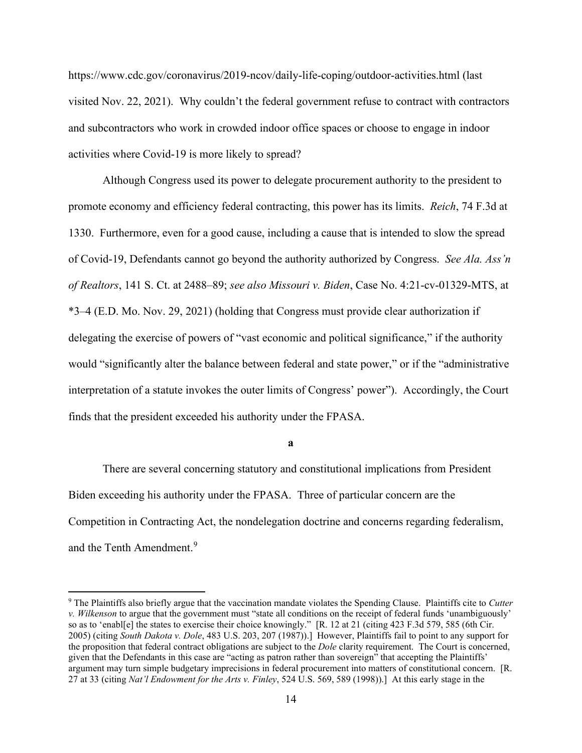https://www.cdc.gov/coronavirus/2019-ncov/daily-life-coping/outdoor-activities.html (last visited Nov. 22, 2021). Why couldn't the federal government refuse to contract with contractors and subcontractors who work in crowded indoor office spaces or choose to engage in indoor activities where Covid-19 is more likely to spread?

Although Congress used its power to delegate procurement authority to the president to promote economy and efficiency federal contracting, this power has its limits. *Reich*, 74 F.3d at 1330. Furthermore, even for a good cause, including a cause that is intended to slow the spread of Covid-19, Defendants cannot go beyond the authority authorized by Congress. *See Ala. Ass'n of Realtors*, 141 S. Ct. at 2488–89; *see also Missouri v. Biden*, Case No. 4:21-cv-01329-MTS, at *3–4 (E.D. Mo. Nov. 29, 2021) (holding that Congress must provide clear authorization if delegating the exercise of powers of "vast economic and political significance," if the authority would "significantly alter the balance between federal and state power," or if the "administrative interpretation of a statute invokes the outer limits of Congress' power"). Accordingly, the Court finds that the president exceeded his authority under the FPASA.

**a**

There are several concerning statutory and constitutional implications from President Biden exceeding his authority under the FPASA. Three of particular concern are the Competition in Contracting Act, the nondelegation doctrine and concerns regarding federalism, and the Tenth Amendment.[9]

---

[9] The Plaintiffs also briefly argue that the vaccination mandate violates the Spending Clause. Plaintiffs cite to *Cutter v. Wilkenson* to argue that the government must "state all conditions on the receipt of federal funds 'unambiguously' so as to 'enabl[e] the states to exercise their choice knowingly." [R. 12 at 21 (citing 423 F.3d 579, 585 (6th Cir. 2005) (citing *South Dakota v. Dole*, 483 U.S. 203, 207 (1987)).] However, Plaintiffs fail to point to any support for the proposition that federal contract obligations are subject to the *Dole* clarity requirement. The Court is concerned, given that the Defendants in this case are "acting as patron rather than sovereign" that accepting the Plaintiffs' argument may turn simple budgetary imprecisions in federal procurement into matters of constitutional concern. [R. 27 at 33 (citing *Nat'l Endowment for the Arts v. Finley*, 524 U.S. 569, 589 (1998)).] At this early stage in the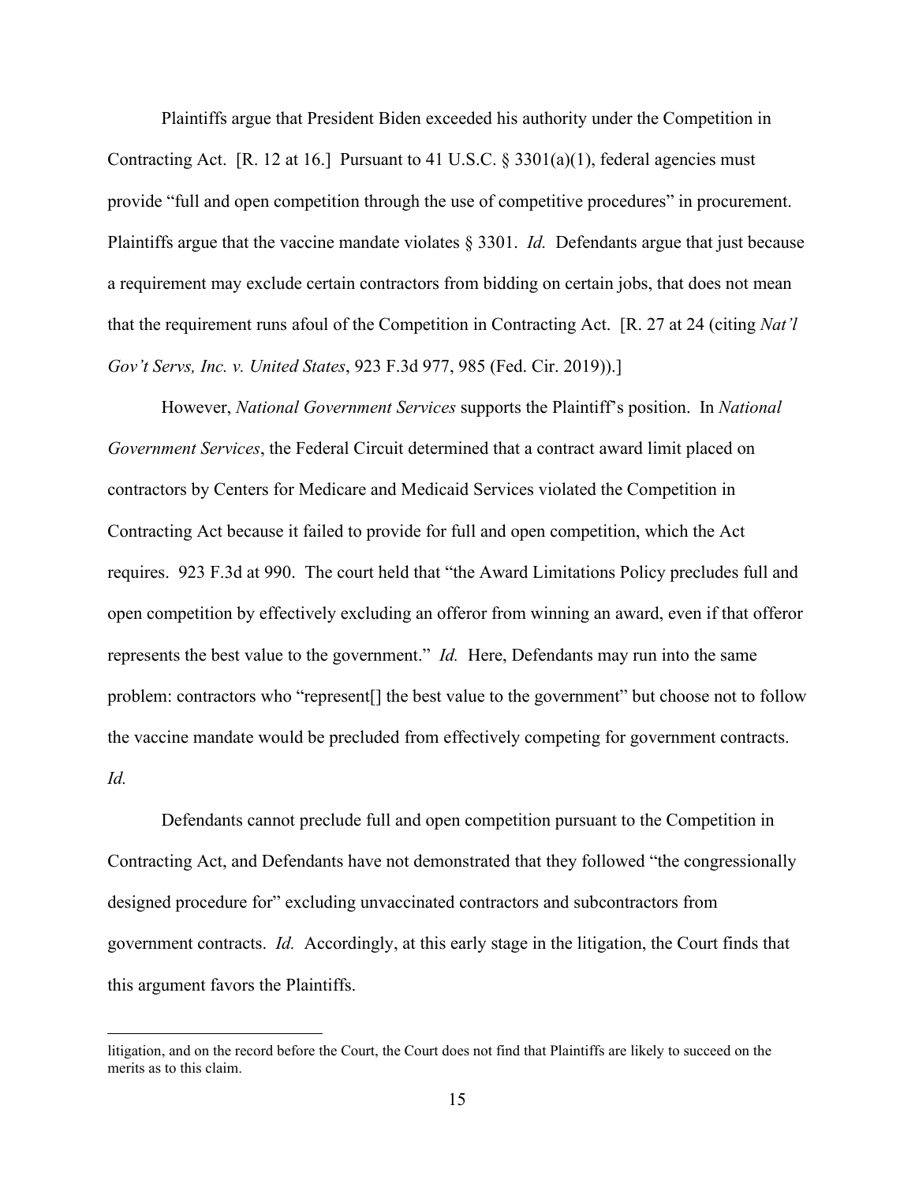Plaintiffs argue that President Biden exceeded his authority under the Competition in Contracting Act. [R. 12 at 16.] Pursuant to 41 U.S.C. § 3301(a)(1), federal agencies must provide "full and open competition through the use of competitive procedures" in procurement. Plaintiffs argue that the vaccine mandate violates § 3301. *Id.* Defendants argue that just because a requirement may exclude certain contractors from bidding on certain jobs, that does not mean that the requirement runs afoul of the Competition in Contracting Act. [R. 27 at 24 (citing *Nat'l Gov't Servs, Inc. v. United States*, 923 F.3d 977, 985 (Fed. Cir. 2019)).]

However, *National Government Services* supports the Plaintiff's position. In *National Government Services*, the Federal Circuit determined that a contract award limit placed on contractors by Centers for Medicare and Medicaid Services violated the Competition in Contracting Act because it failed to provide for full and open competition, which the Act requires. 923 F.3d at 990. The court held that "the Award Limitations Policy precludes full and open competition by effectively excluding an offeror from winning an award, even if that offeror represents the best value to the government." *Id.* Here, Defendants may run into the same problem: contractors who "represent[] the best value to the government" but choose not to follow the vaccine mandate would be precluded from effectively competing for government contracts. *Id.*

Defendants cannot preclude full and open competition pursuant to the Competition in Contracting Act, and Defendants have not demonstrated that they followed "the congressionally designed procedure for" excluding unvaccinated contractors and subcontractors from government contracts. *Id.* Accordingly, at this early stage in the litigation, the Court finds that this argument favors the Plaintiffs.

---

litigation, and on the record before the Court, the Court does not find that Plaintiffs are likely to succeed on the merits as to this claim.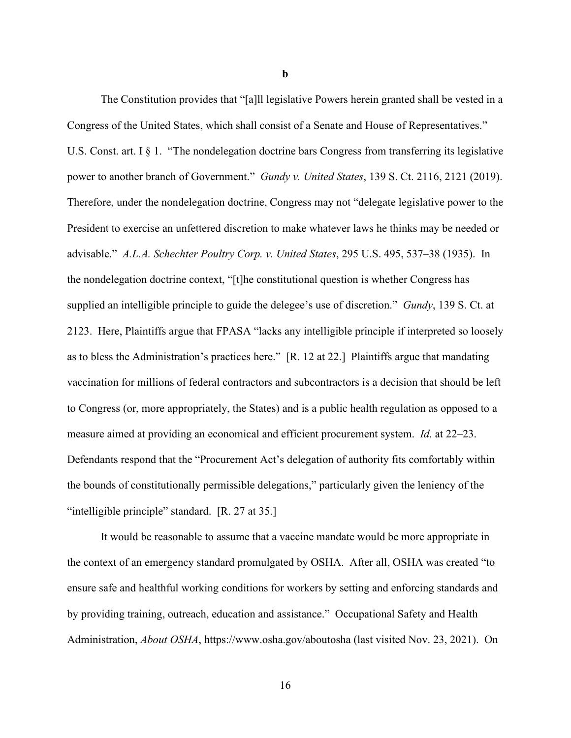**b**

The Constitution provides that "[a]ll legislative Powers herein granted shall be vested in a Congress of the United States, which shall consist of a Senate and House of Representatives." U.S. Const. art. I § 1. "The nondelegation doctrine bars Congress from transferring its legislative power to another branch of Government." *Gundy v. United States*, 139 S. Ct. 2116, 2121 (2019). Therefore, under the nondelegation doctrine, Congress may not "delegate legislative power to the President to exercise an unfettered discretion to make whatever laws he thinks may be needed or advisable." *A.L.A. Schechter Poultry Corp. v. United States*, 295 U.S. 495, 537–38 (1935). In the nondelegation doctrine context, "[t]he constitutional question is whether Congress has supplied an intelligible principle to guide the delegee's use of discretion." *Gundy*, 139 S. Ct. at 2123. Here, Plaintiffs argue that FPASA "lacks any intelligible principle if interpreted so loosely as to bless the Administration's practices here." [R. 12 at 22.] Plaintiffs argue that mandating vaccination for millions of federal contractors and subcontractors is a decision that should be left to Congress (or, more appropriately, the States) and is a public health regulation as opposed to a measure aimed at providing an economical and efficient procurement system. *Id.* at 22–23. Defendants respond that the "Procurement Act's delegation of authority fits comfortably within the bounds of constitutionally permissible delegations," particularly given the leniency of the "intelligible principle" standard. [R. 27 at 35.]

It would be reasonable to assume that a vaccine mandate would be more appropriate in the context of an emergency standard promulgated by OSHA. After all, OSHA was created "to ensure safe and healthful working conditions for workers by setting and enforcing standards and by providing training, outreach, education and assistance." Occupational Safety and Health Administration, *About OSHA*, https://www.osha.gov/aboutosha (last visited Nov. 23, 2021). On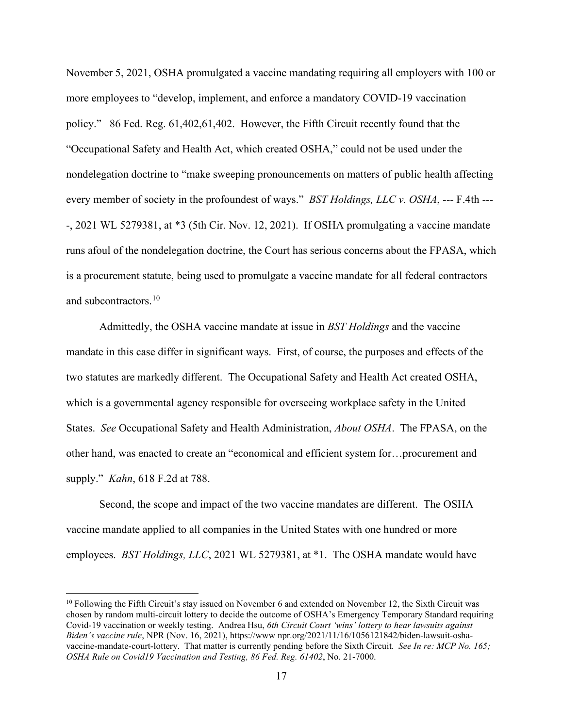November 5, 2021, OSHA promulgated a vaccine mandating requiring all employers with 100 or more employees to "develop, implement, and enforce a mandatory COVID-19 vaccination policy." 86 Fed. Reg. 61,402,61,402. However, the Fifth Circuit recently found that the "Occupational Safety and Health Act, which created OSHA," could not be used under the nondelegation doctrine to "make sweeping pronouncements on matters of public health affecting every member of society in the profoundest of ways." *BST Holdings, LLC v. OSHA*, --- F.4th ----, 2021 WL 5279381, at *3 (5th Cir. Nov. 12, 2021). If OSHA promulgating a vaccine mandate runs afoul of the nondelegation doctrine, the Court has serious concerns about the FPASA, which is a procurement statute, being used to promulgate a vaccine mandate for all federal contractors and subcontractors.[10]

Admittedly, the OSHA vaccine mandate at issue in *BST Holdings* and the vaccine mandate in this case differ in significant ways. First, of course, the purposes and effects of the two statutes are markedly different. The Occupational Safety and Health Act created OSHA, which is a governmental agency responsible for overseeing workplace safety in the United States. *See* Occupational Safety and Health Administration, *About OSHA*. The FPASA, on the other hand, was enacted to create an "economical and efficient system for…procurement and supply." *Kahn*, 618 F.2d at 788.

Second, the scope and impact of the two vaccine mandates are different. The OSHA vaccine mandate applied to all companies in the United States with one hundred or more employees. *BST Holdings, LLC*, 2021 WL 5279381, at *1. The OSHA mandate would have

---

[10] Following the Fifth Circuit's stay issued on November 6 and extended on November 12, the Sixth Circuit was chosen by random multi-circuit lottery to decide the outcome of OSHA's Emergency Temporary Standard requiring Covid-19 vaccination or weekly testing. Andrea Hsu, *6th Circuit Court 'wins' lottery to hear lawsuits against Biden's vaccine rule*, NPR (Nov. 16, 2021), https://www npr.org/2021/11/16/1056121842/biden-lawsuit-osha-vaccine-mandate-court-lottery. That matter is currently pending before the Sixth Circuit. *See In re: MCP No. 165; OSHA Rule on Covid19 Vaccination and Testing, 86 Fed. Reg. 61402*, No. 21-7000.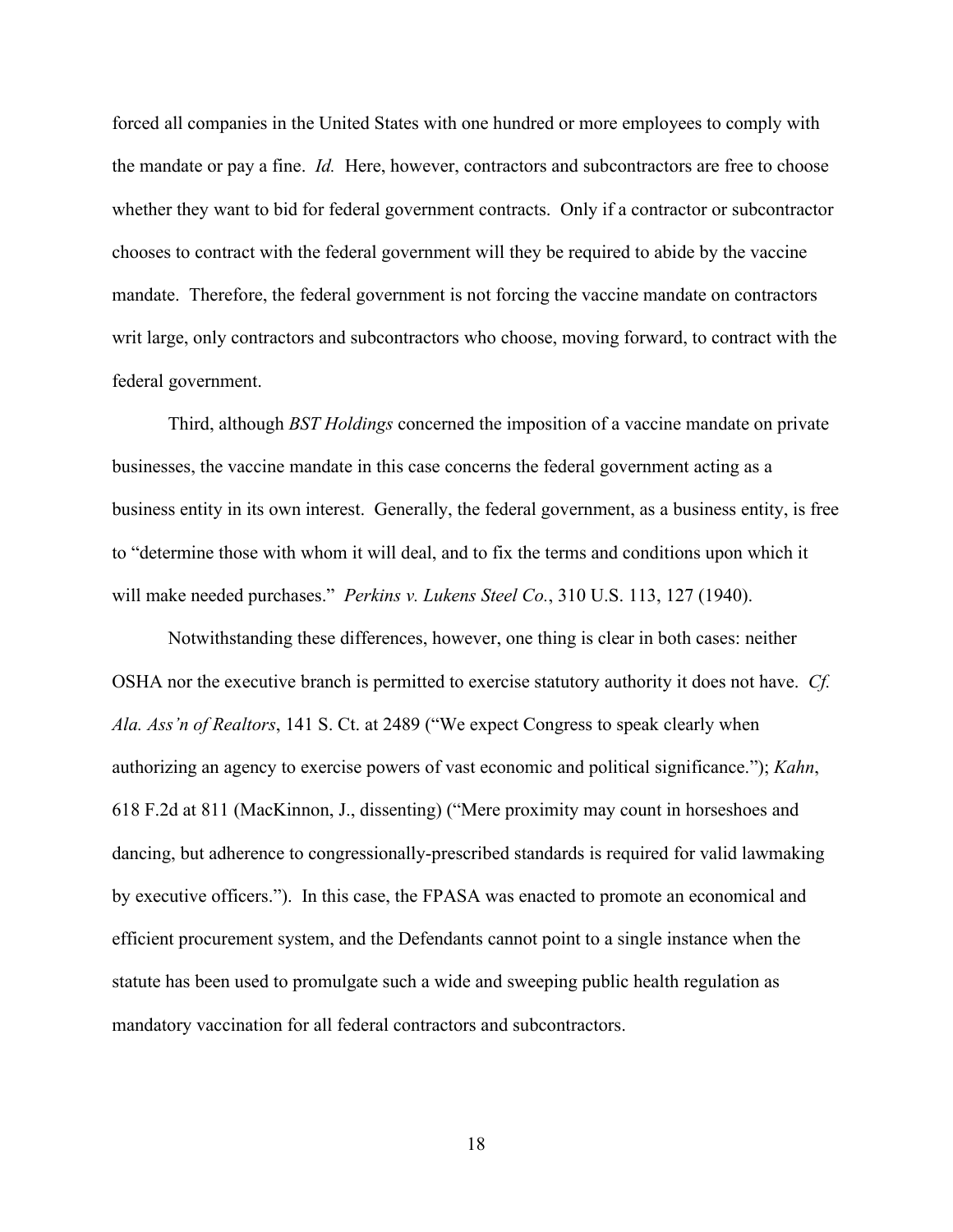forced all companies in the United States with one hundred or more employees to comply with the mandate or pay a fine. *Id.* Here, however, contractors and subcontractors are free to choose whether they want to bid for federal government contracts. Only if a contractor or subcontractor chooses to contract with the federal government will they be required to abide by the vaccine mandate. Therefore, the federal government is not forcing the vaccine mandate on contractors writ large, only contractors and subcontractors who choose, moving forward, to contract with the federal government.

Third, although *BST Holdings* concerned the imposition of a vaccine mandate on private businesses, the vaccine mandate in this case concerns the federal government acting as a business entity in its own interest. Generally, the federal government, as a business entity, is free to "determine those with whom it will deal, and to fix the terms and conditions upon which it will make needed purchases." *Perkins v. Lukens Steel Co.*, 310 U.S. 113, 127 (1940).

Notwithstanding these differences, however, one thing is clear in both cases: neither OSHA nor the executive branch is permitted to exercise statutory authority it does not have. *Cf. Ala. Ass'n of Realtors*, 141 S. Ct. at 2489 ("We expect Congress to speak clearly when authorizing an agency to exercise powers of vast economic and political significance."); *Kahn*, 618 F.2d at 811 (MacKinnon, J., dissenting) ("Mere proximity may count in horseshoes and dancing, but adherence to congressionally-prescribed standards is required for valid lawmaking by executive officers."). In this case, the FPASA was enacted to promote an economical and efficient procurement system, and the Defendants cannot point to a single instance when the statute has been used to promulgate such a wide and sweeping public health regulation as mandatory vaccination for all federal contractors and subcontractors.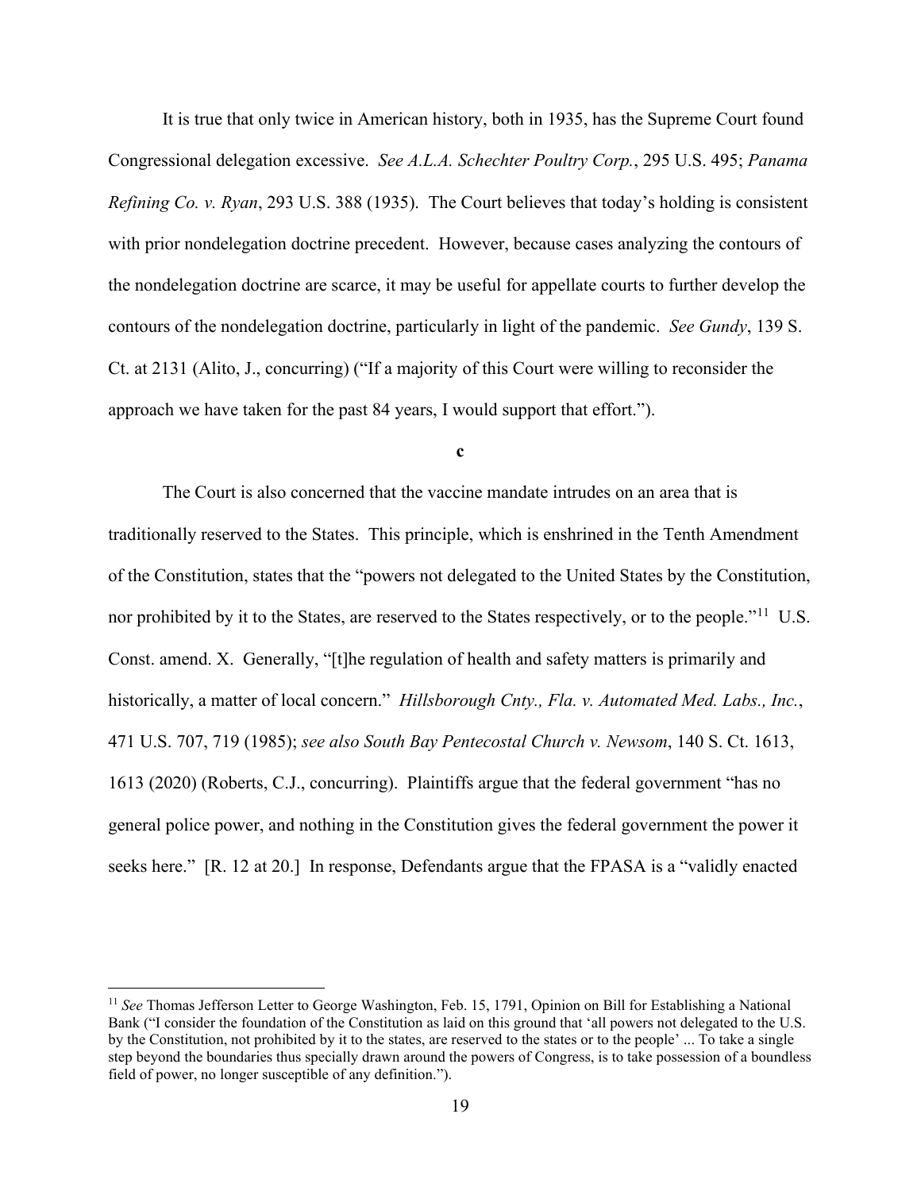It is true that only twice in American history, both in 1935, has the Supreme Court found Congressional delegation excessive. *See A.L.A. Schechter Poultry Corp.*, 295 U.S. 495; *Panama Refining Co. v. Ryan*, 293 U.S. 388 (1935). The Court believes that today's holding is consistent with prior nondelegation doctrine precedent. However, because cases analyzing the contours of the nondelegation doctrine are scarce, it may be useful for appellate courts to further develop the contours of the nondelegation doctrine, particularly in light of the pandemic. *See Gundy*, 139 S. Ct. at 2131 (Alito, J., concurring) ("If a majority of this Court were willing to reconsider the approach we have taken for the past 84 years, I would support that effort.").

**c**

The Court is also concerned that the vaccine mandate intrudes on an area that is traditionally reserved to the States. This principle, which is enshrined in the Tenth Amendment of the Constitution, states that the "powers not delegated to the United States by the Constitution, nor prohibited by it to the States, are reserved to the States respectively, or to the people."[11] U.S. Const. amend. X. Generally, "[t]he regulation of health and safety matters is primarily and historically, a matter of local concern." *Hillsborough Cnty., Fla. v. Automated Med. Labs., Inc.*, 471 U.S. 707, 719 (1985); *see also South Bay Pentecostal Church v. Newsom*, 140 S. Ct. 1613, 1613 (2020) (Roberts, C.J., concurring). Plaintiffs argue that the federal government "has no general police power, and nothing in the Constitution gives the federal government the power it seeks here." [R. 12 at 20.] In response, Defendants argue that the FPASA is a "validly enacted

---

[11] *See* Thomas Jefferson Letter to George Washington, Feb. 15, 1791, Opinion on Bill for Establishing a National Bank ("I consider the foundation of the Constitution as laid on this ground that 'all powers not delegated to the U.S. by the Constitution, not prohibited by it to the states, are reserved to the states or to the people' ... To take a single step beyond the boundaries thus specially drawn around the powers of Congress, is to take possession of a boundless field of power, no longer susceptible of any definition.").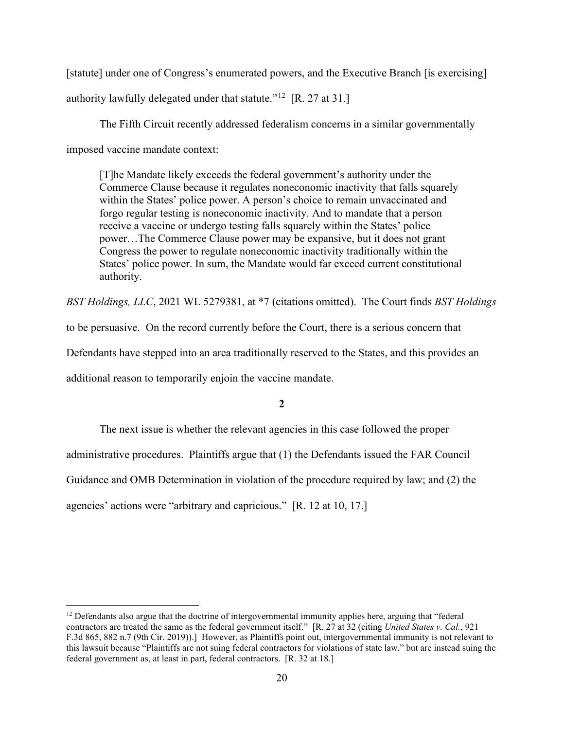[statute] under one of Congress's enumerated powers, and the Executive Branch [is exercising] authority lawfully delegated under that statute."[12] [R. 27 at 31.]

The Fifth Circuit recently addressed federalism concerns in a similar governmentally imposed vaccine mandate context:

> [T]he Mandate likely exceeds the federal government's authority under the Commerce Clause because it regulates noneconomic inactivity that falls squarely within the States' police power. A person's choice to remain unvaccinated and forgo regular testing is noneconomic inactivity. And to mandate that a person receive a vaccine or undergo testing falls squarely within the States' police power…The Commerce Clause power may be expansive, but it does not grant Congress the power to regulate noneconomic inactivity traditionally within the States' police power. In sum, the Mandate would far exceed current constitutional authority.

*BST Holdings, LLC*, 2021 WL 5279381, at *7 (citations omitted). The Court finds *BST Holdings* to be persuasive. On the record currently before the Court, there is a serious concern that Defendants have stepped into an area traditionally reserved to the States, and this provides an additional reason to temporarily enjoin the vaccine mandate.

**2**

The next issue is whether the relevant agencies in this case followed the proper administrative procedures. Plaintiffs argue that (1) the Defendants issued the FAR Council Guidance and OMB Determination in violation of the procedure required by law; and (2) the agencies' actions were "arbitrary and capricious." [R. 12 at 10, 17.]

---

[12] Defendants also argue that the doctrine of intergovernmental immunity applies here, arguing that "federal contractors are treated the same as the federal government itself." [R. 27 at 32 (citing *United States v. Cal.*, 921 F.3d 865, 882 n.7 (9th Cir. 2019)).] However, as Plaintiffs point out, intergovernmental immunity is not relevant to this lawsuit because "Plaintiffs are not suing federal contractors for violations of state law," but are instead suing the federal government as, at least in part, federal contractors. [R. 32 at 18.]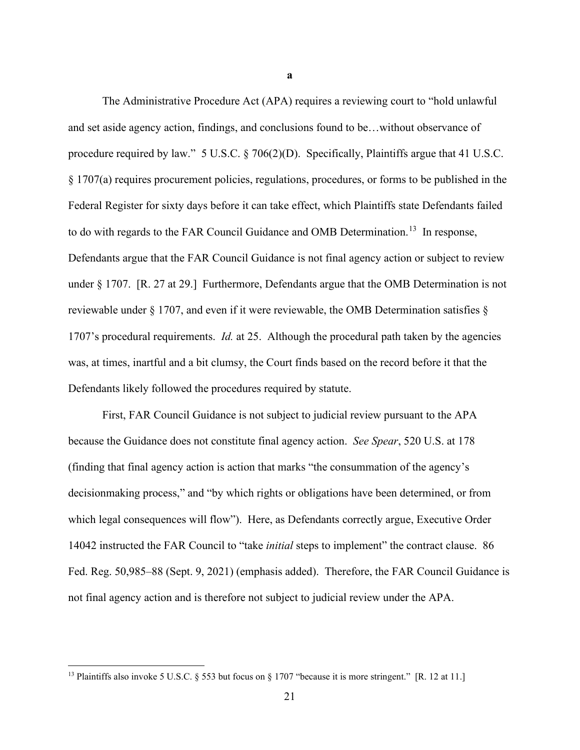**a**

The Administrative Procedure Act (APA) requires a reviewing court to "hold unlawful and set aside agency action, findings, and conclusions found to be…without observance of procedure required by law." 5 U.S.C. § 706(2)(D). Specifically, Plaintiffs argue that 41 U.S.C. § 1707(a) requires procurement policies, regulations, procedures, or forms to be published in the Federal Register for sixty days before it can take effect, which Plaintiffs state Defendants failed to do with regards to the FAR Council Guidance and OMB Determination.[13] In response, Defendants argue that the FAR Council Guidance is not final agency action or subject to review under § 1707. [R. 27 at 29.] Furthermore, Defendants argue that the OMB Determination is not reviewable under § 1707, and even if it were reviewable, the OMB Determination satisfies § 1707's procedural requirements. *Id.* at 25. Although the procedural path taken by the agencies was, at times, inartful and a bit clumsy, the Court finds based on the record before it that the Defendants likely followed the procedures required by statute.

First, FAR Council Guidance is not subject to judicial review pursuant to the APA because the Guidance does not constitute final agency action. *See Spear*, 520 U.S. at 178 (finding that final agency action is action that marks "the consummation of the agency's decisionmaking process," and "by which rights or obligations have been determined, or from which legal consequences will flow"). Here, as Defendants correctly argue, Executive Order 14042 instructed the FAR Council to "take *initial* steps to implement" the contract clause. 86 Fed. Reg. 50,985–88 (Sept. 9, 2021) (emphasis added). Therefore, the FAR Council Guidance is not final agency action and is therefore not subject to judicial review under the APA.

---

[13] Plaintiffs also invoke 5 U.S.C. § 553 but focus on § 1707 "because it is more stringent." [R. 12 at 11.]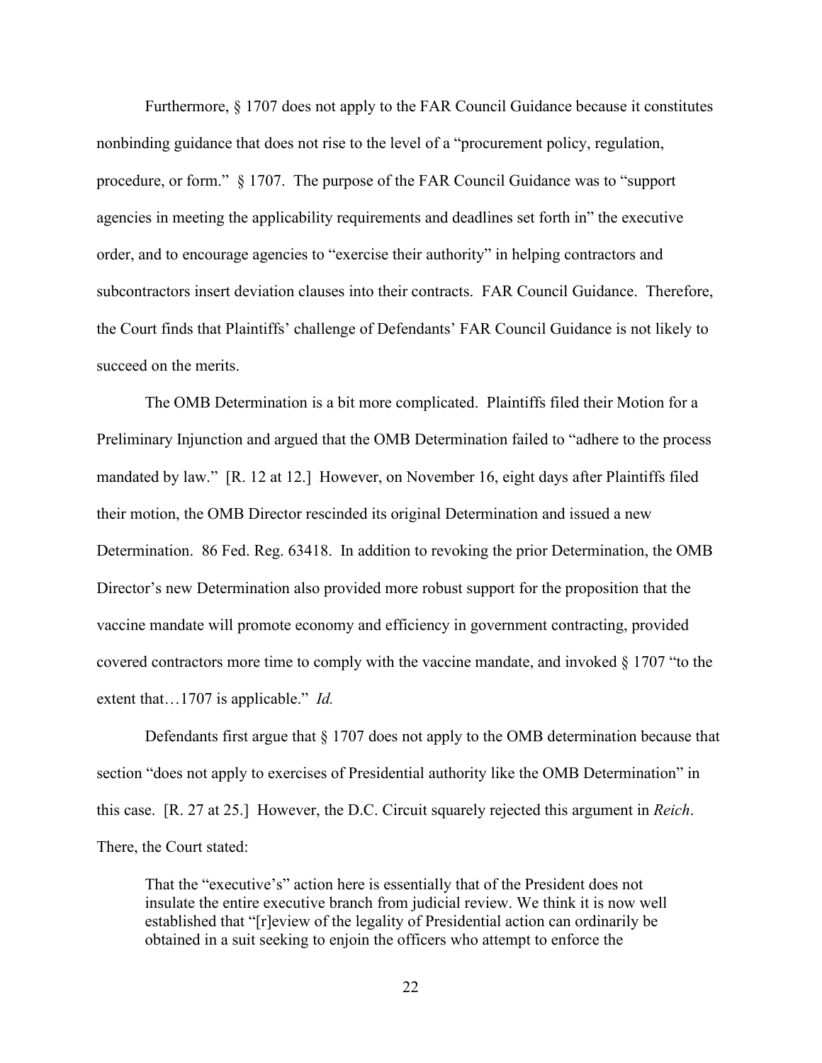Furthermore, § 1707 does not apply to the FAR Council Guidance because it constitutes nonbinding guidance that does not rise to the level of a "procurement policy, regulation, procedure, or form." § 1707. The purpose of the FAR Council Guidance was to "support agencies in meeting the applicability requirements and deadlines set forth in" the executive order, and to encourage agencies to "exercise their authority" in helping contractors and subcontractors insert deviation clauses into their contracts. FAR Council Guidance. Therefore, the Court finds that Plaintiffs' challenge of Defendants' FAR Council Guidance is not likely to succeed on the merits.

The OMB Determination is a bit more complicated. Plaintiffs filed their Motion for a Preliminary Injunction and argued that the OMB Determination failed to "adhere to the process mandated by law." [R. 12 at 12.] However, on November 16, eight days after Plaintiffs filed their motion, the OMB Director rescinded its original Determination and issued a new Determination. 86 Fed. Reg. 63418. In addition to revoking the prior Determination, the OMB Director's new Determination also provided more robust support for the proposition that the vaccine mandate will promote economy and efficiency in government contracting, provided covered contractors more time to comply with the vaccine mandate, and invoked § 1707 "to the extent that…1707 is applicable." *Id.*

Defendants first argue that § 1707 does not apply to the OMB determination because that section "does not apply to exercises of Presidential authority like the OMB Determination" in this case. [R. 27 at 25.] However, the D.C. Circuit squarely rejected this argument in *Reich*. There, the Court stated:

> That the "executive's" action here is essentially that of the President does not insulate the entire executive branch from judicial review. We think it is now well established that "[r]eview of the legality of Presidential action can ordinarily be obtained in a suit seeking to enjoin the officers who attempt to enforce the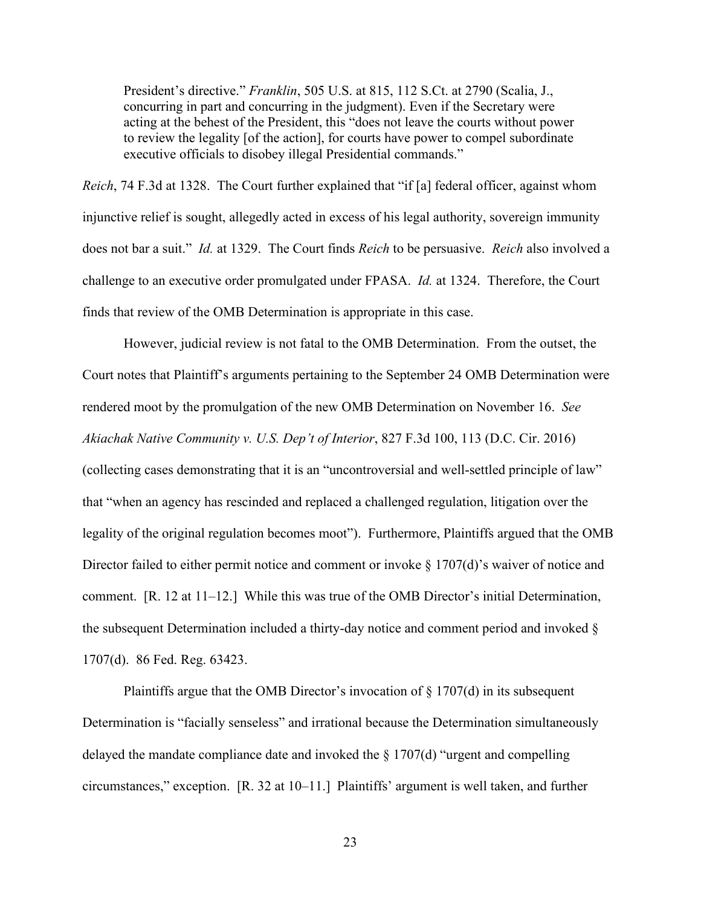> President's directive." *Franklin*, 505 U.S. at 815, 112 S.Ct. at 2790 (Scalia, J., concurring in part and concurring in the judgment). Even if the Secretary were acting at the behest of the President, this "does not leave the courts without power to review the legality [of the action], for courts have power to compel subordinate executive officials to disobey illegal Presidential commands."

*Reich*, 74 F.3d at 1328. The Court further explained that "if [a] federal officer, against whom injunctive relief is sought, allegedly acted in excess of his legal authority, sovereign immunity does not bar a suit." *Id.* at 1329. The Court finds *Reich* to be persuasive. *Reich* also involved a challenge to an executive order promulgated under FPASA. *Id.* at 1324. Therefore, the Court finds that review of the OMB Determination is appropriate in this case.

However, judicial review is not fatal to the OMB Determination. From the outset, the Court notes that Plaintiff's arguments pertaining to the September 24 OMB Determination were rendered moot by the promulgation of the new OMB Determination on November 16. *See Akiachak Native Community v. U.S. Dep't of Interior*, 827 F.3d 100, 113 (D.C. Cir. 2016) (collecting cases demonstrating that it is an "uncontroversial and well-settled principle of law" that "when an agency has rescinded and replaced a challenged regulation, litigation over the legality of the original regulation becomes moot"). Furthermore, Plaintiffs argued that the OMB Director failed to either permit notice and comment or invoke § 1707(d)'s waiver of notice and comment. [R. 12 at 11–12.] While this was true of the OMB Director's initial Determination, the subsequent Determination included a thirty-day notice and comment period and invoked § 1707(d). 86 Fed. Reg. 63423.

Plaintiffs argue that the OMB Director's invocation of § 1707(d) in its subsequent Determination is "facially senseless" and irrational because the Determination simultaneously delayed the mandate compliance date and invoked the § 1707(d) "urgent and compelling circumstances," exception. [R. 32 at 10–11.] Plaintiffs' argument is well taken, and further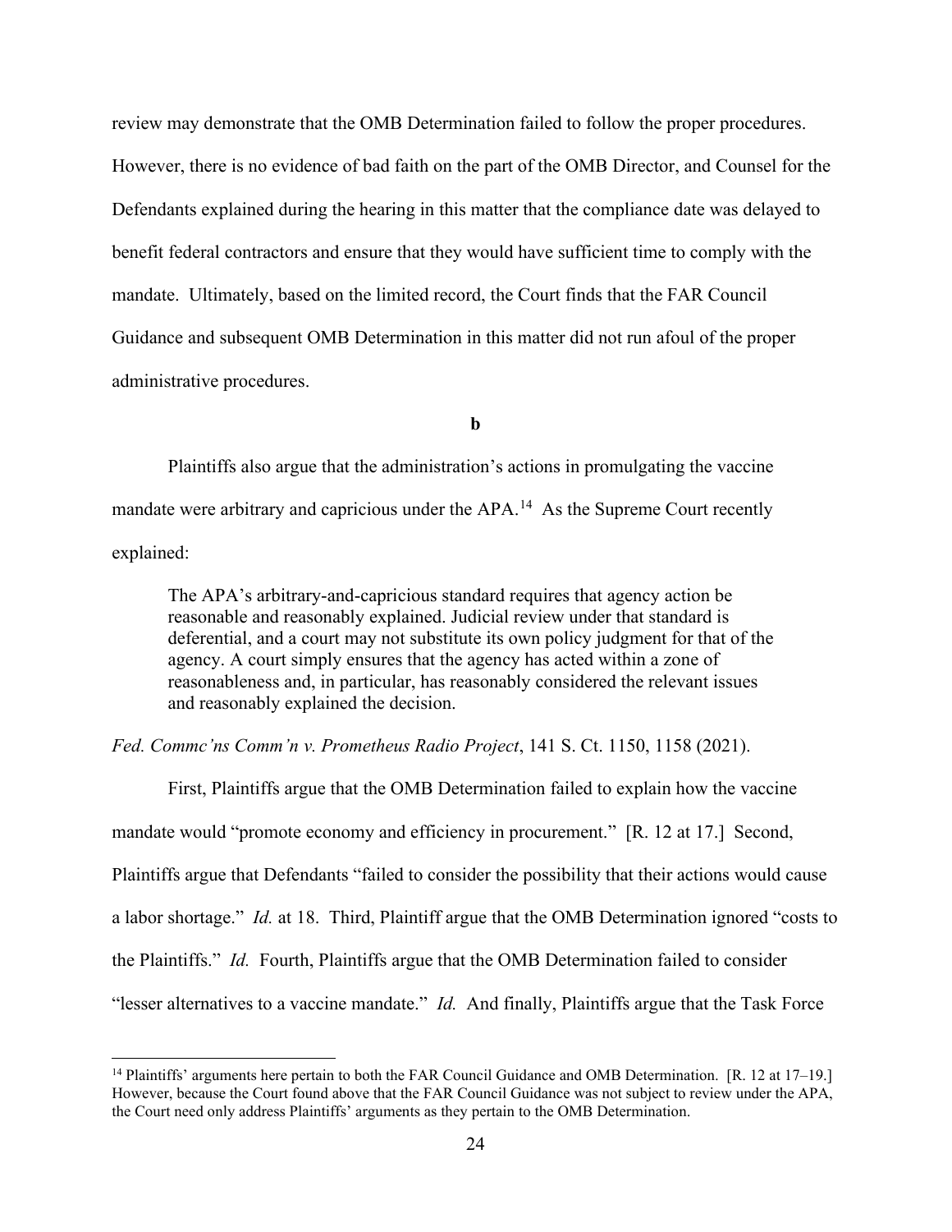review may demonstrate that the OMB Determination failed to follow the proper procedures. However, there is no evidence of bad faith on the part of the OMB Director, and Counsel for the Defendants explained during the hearing in this matter that the compliance date was delayed to benefit federal contractors and ensure that they would have sufficient time to comply with the mandate. Ultimately, based on the limited record, the Court finds that the FAR Council Guidance and subsequent OMB Determination in this matter did not run afoul of the proper administrative procedures.

**b**

Plaintiffs also argue that the administration's actions in promulgating the vaccine mandate were arbitrary and capricious under the APA.[14] As the Supreme Court recently explained:

> The APA's arbitrary-and-capricious standard requires that agency action be reasonable and reasonably explained. Judicial review under that standard is deferential, and a court may not substitute its own policy judgment for that of the agency. A court simply ensures that the agency has acted within a zone of reasonableness and, in particular, has reasonably considered the relevant issues and reasonably explained the decision.

*Fed. Commc'ns Comm'n v. Prometheus Radio Project*, 141 S. Ct. 1150, 1158 (2021).

First, Plaintiffs argue that the OMB Determination failed to explain how the vaccine mandate would "promote economy and efficiency in procurement." [R. 12 at 17.] Second, Plaintiffs argue that Defendants "failed to consider the possibility that their actions would cause a labor shortage." *Id.* at 18. Third, Plaintiff argue that the OMB Determination ignored "costs to the Plaintiffs." *Id.* Fourth, Plaintiffs argue that the OMB Determination failed to consider "lesser alternatives to a vaccine mandate." *Id.* And finally, Plaintiffs argue that the Task Force

---

[14] Plaintiffs' arguments here pertain to both the FAR Council Guidance and OMB Determination. [R. 12 at 17–19.] However, because the Court found above that the FAR Council Guidance was not subject to review under the APA, the Court need only address Plaintiffs' arguments as they pertain to the OMB Determination.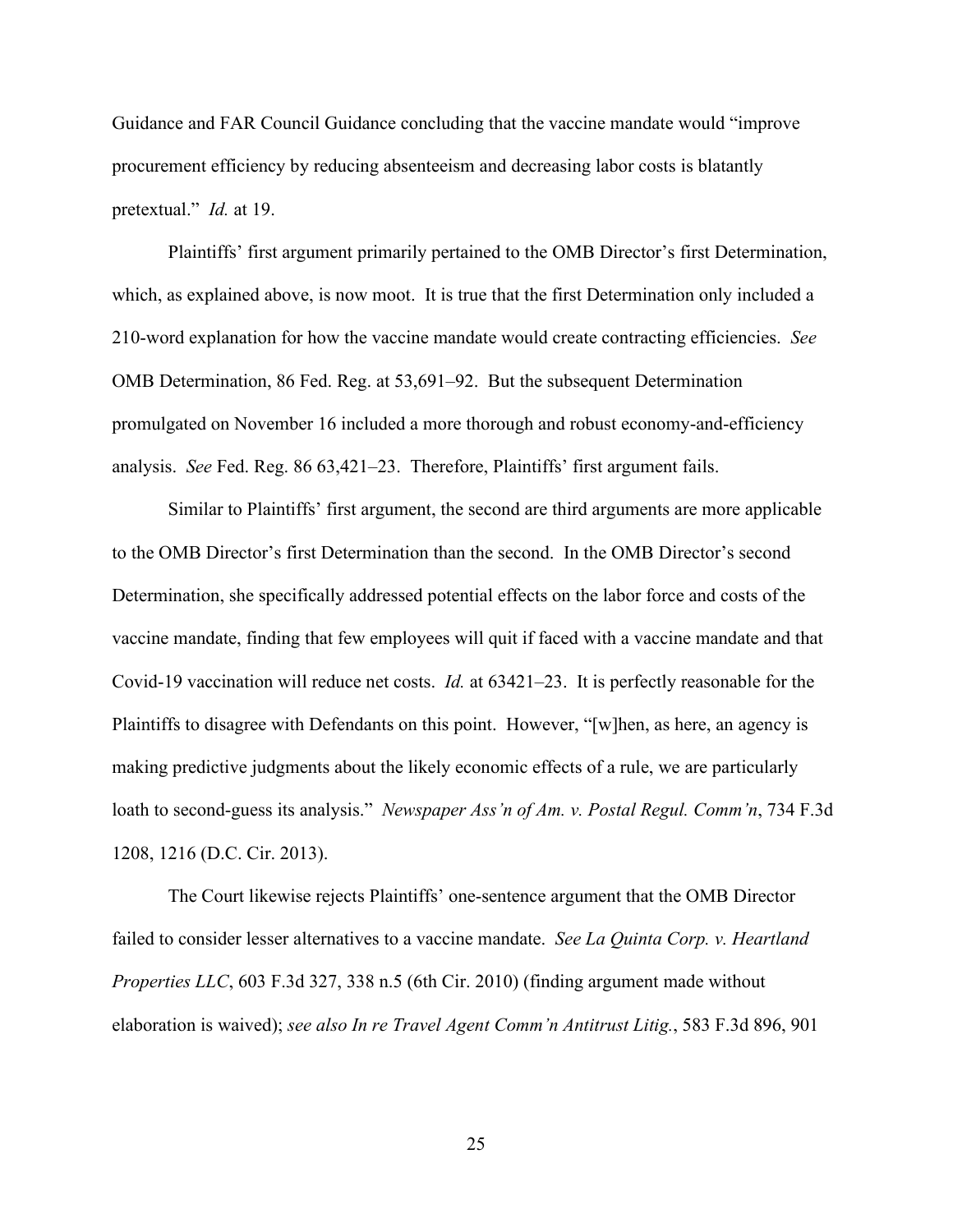Guidance and FAR Council Guidance concluding that the vaccine mandate would "improve procurement efficiency by reducing absenteeism and decreasing labor costs is blatantly pretextual." *Id.* at 19.

Plaintiffs' first argument primarily pertained to the OMB Director's first Determination, which, as explained above, is now moot. It is true that the first Determination only included a 210-word explanation for how the vaccine mandate would create contracting efficiencies. *See* OMB Determination, 86 Fed. Reg. at 53,691–92. But the subsequent Determination promulgated on November 16 included a more thorough and robust economy-and-efficiency analysis. *See* Fed. Reg. 86 63,421–23. Therefore, Plaintiffs' first argument fails.

Similar to Plaintiffs' first argument, the second are third arguments are more applicable to the OMB Director's first Determination than the second. In the OMB Director's second Determination, she specifically addressed potential effects on the labor force and costs of the vaccine mandate, finding that few employees will quit if faced with a vaccine mandate and that Covid-19 vaccination will reduce net costs. *Id.* at 63421–23. It is perfectly reasonable for the Plaintiffs to disagree with Defendants on this point. However, "[w]hen, as here, an agency is making predictive judgments about the likely economic effects of a rule, we are particularly loath to second-guess its analysis." *Newspaper Ass'n of Am. v. Postal Regul. Comm'n*, 734 F.3d 1208, 1216 (D.C. Cir. 2013).

The Court likewise rejects Plaintiffs' one-sentence argument that the OMB Director failed to consider lesser alternatives to a vaccine mandate. *See La Quinta Corp. v. Heartland Properties LLC*, 603 F.3d 327, 338 n.5 (6th Cir. 2010) (finding argument made without elaboration is waived); *see also In re Travel Agent Comm'n Antitrust Litig.*, 583 F.3d 896, 901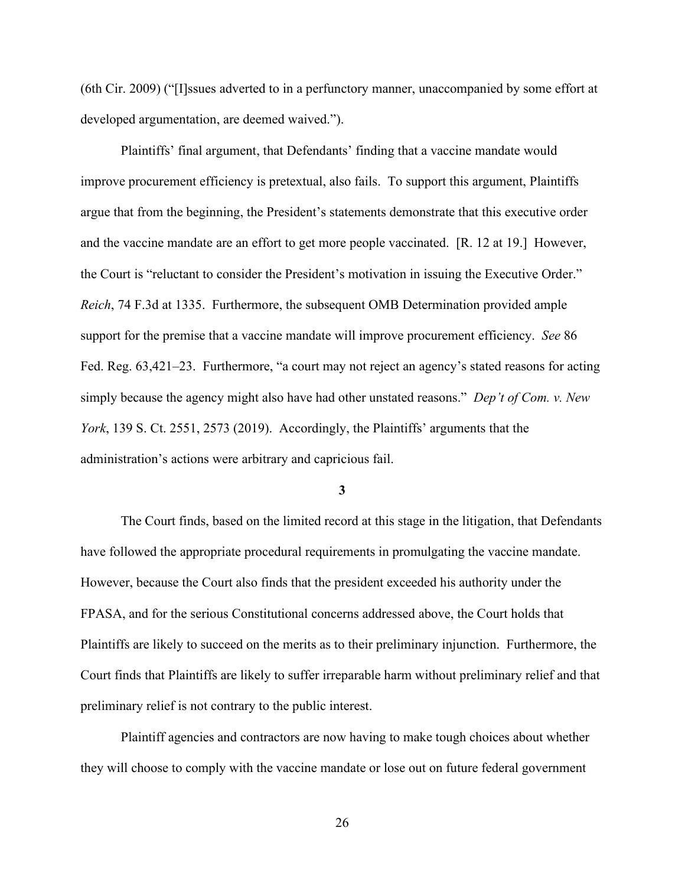(6th Cir. 2009) ("[I]ssues adverted to in a perfunctory manner, unaccompanied by some effort at developed argumentation, are deemed waived.").

Plaintiffs' final argument, that Defendants' finding that a vaccine mandate would improve procurement efficiency is pretextual, also fails. To support this argument, Plaintiffs argue that from the beginning, the President's statements demonstrate that this executive order and the vaccine mandate are an effort to get more people vaccinated. [R. 12 at 19.] However, the Court is "reluctant to consider the President's motivation in issuing the Executive Order." *Reich*, 74 F.3d at 1335. Furthermore, the subsequent OMB Determination provided ample support for the premise that a vaccine mandate will improve procurement efficiency. *See* 86 Fed. Reg. 63,421–23. Furthermore, "a court may not reject an agency's stated reasons for acting simply because the agency might also have had other unstated reasons." *Dep't of Com. v. New York*, 139 S. Ct. 2551, 2573 (2019). Accordingly, the Plaintiffs' arguments that the administration's actions were arbitrary and capricious fail.

### 3

The Court finds, based on the limited record at this stage in the litigation, that Defendants have followed the appropriate procedural requirements in promulgating the vaccine mandate. However, because the Court also finds that the president exceeded his authority under the FPASA, and for the serious Constitutional concerns addressed above, the Court holds that Plaintiffs are likely to succeed on the merits as to their preliminary injunction. Furthermore, the Court finds that Plaintiffs are likely to suffer irreparable harm without preliminary relief and that preliminary relief is not contrary to the public interest.

Plaintiff agencies and contractors are now having to make tough choices about whether they will choose to comply with the vaccine mandate or lose out on future federal government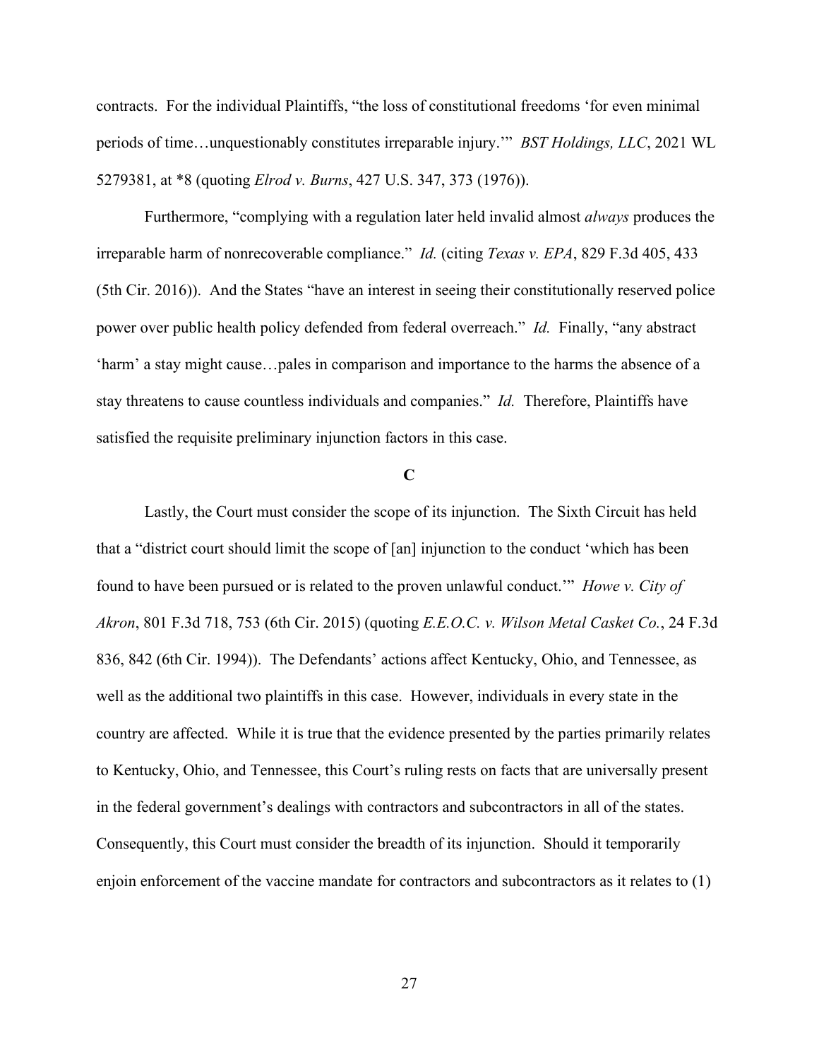contracts. For the individual Plaintiffs, "the loss of constitutional freedoms 'for even minimal periods of time…unquestionably constitutes irreparable injury.'" *BST Holdings, LLC*, 2021 WL 5279381, at *8 (quoting *Elrod v. Burns*, 427 U.S. 347, 373 (1976)).

Furthermore, "complying with a regulation later held invalid almost *always* produces the irreparable harm of nonrecoverable compliance." *Id.* (citing *Texas v. EPA*, 829 F.3d 405, 433 (5th Cir. 2016)). And the States "have an interest in seeing their constitutionally reserved police power over public health policy defended from federal overreach." *Id.* Finally, "any abstract 'harm' a stay might cause…pales in comparison and importance to the harms the absence of a stay threatens to cause countless individuals and companies." *Id.* Therefore, Plaintiffs have satisfied the requisite preliminary injunction factors in this case.

**C**

Lastly, the Court must consider the scope of its injunction. The Sixth Circuit has held that a "district court should limit the scope of [an] injunction to the conduct 'which has been found to have been pursued or is related to the proven unlawful conduct.'" *Howe v. City of Akron*, 801 F.3d 718, 753 (6th Cir. 2015) (quoting *E.E.O.C. v. Wilson Metal Casket Co.*, 24 F.3d 836, 842 (6th Cir. 1994)). The Defendants' actions affect Kentucky, Ohio, and Tennessee, as well as the additional two plaintiffs in this case. However, individuals in every state in the country are affected. While it is true that the evidence presented by the parties primarily relates to Kentucky, Ohio, and Tennessee, this Court's ruling rests on facts that are universally present in the federal government's dealings with contractors and subcontractors in all of the states. Consequently, this Court must consider the breadth of its injunction. Should it temporarily enjoin enforcement of the vaccine mandate for contractors and subcontractors as it relates to (1)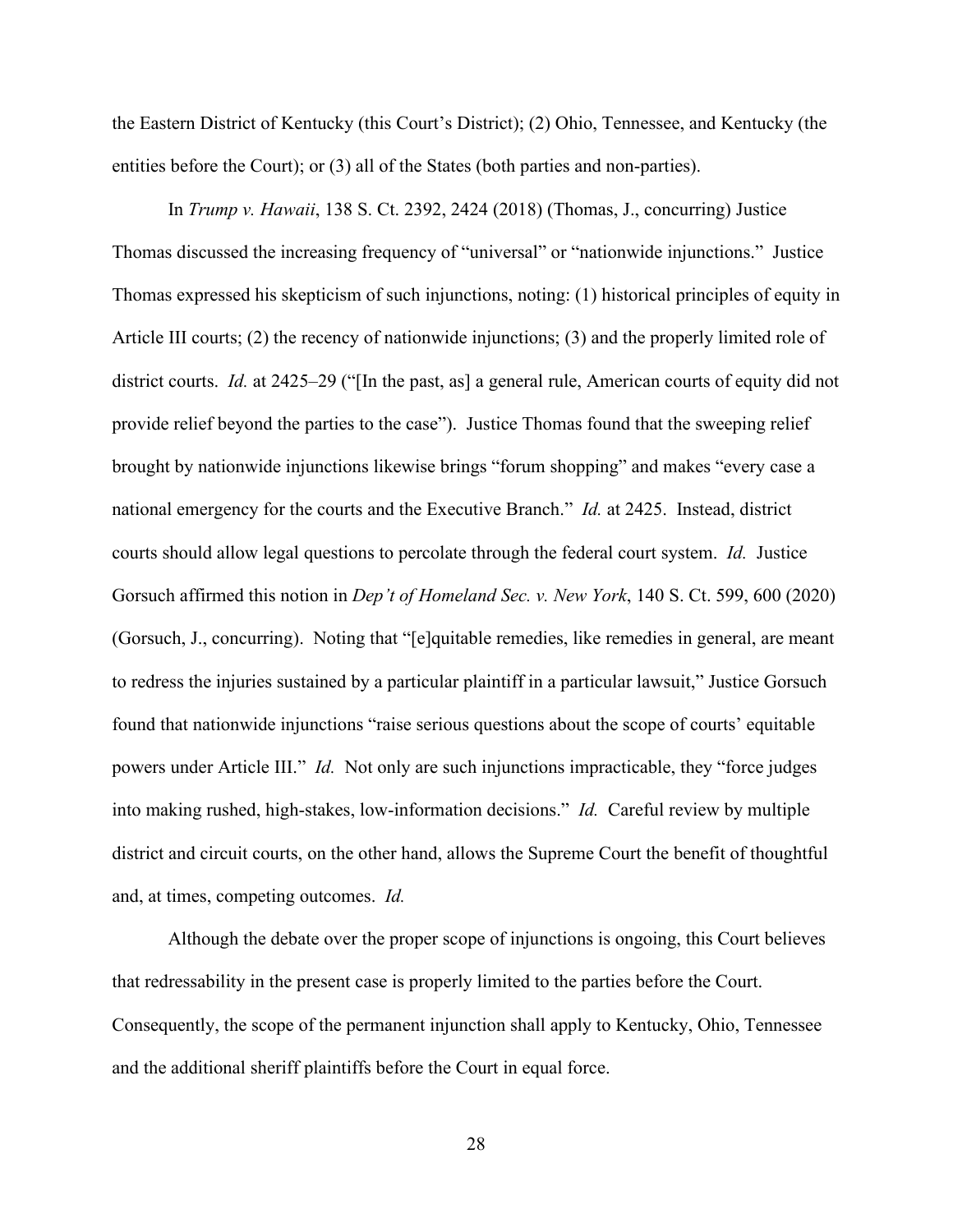the Eastern District of Kentucky (this Court's District); (2) Ohio, Tennessee, and Kentucky (the entities before the Court); or (3) all of the States (both parties and non-parties).

In *Trump v. Hawaii*, 138 S. Ct. 2392, 2424 (2018) (Thomas, J., concurring) Justice Thomas discussed the increasing frequency of "universal" or "nationwide injunctions." Justice Thomas expressed his skepticism of such injunctions, noting: (1) historical principles of equity in Article III courts; (2) the recency of nationwide injunctions; (3) and the properly limited role of district courts. *Id.* at 2425–29 ("[In the past, as] a general rule, American courts of equity did not provide relief beyond the parties to the case"). Justice Thomas found that the sweeping relief brought by nationwide injunctions likewise brings "forum shopping" and makes "every case a national emergency for the courts and the Executive Branch." *Id.* at 2425. Instead, district courts should allow legal questions to percolate through the federal court system. *Id.* Justice Gorsuch affirmed this notion in *Dep't of Homeland Sec. v. New York*, 140 S. Ct. 599, 600 (2020) (Gorsuch, J., concurring). Noting that "[e]quitable remedies, like remedies in general, are meant to redress the injuries sustained by a particular plaintiff in a particular lawsuit," Justice Gorsuch found that nationwide injunctions "raise serious questions about the scope of courts' equitable powers under Article III." *Id.* Not only are such injunctions impracticable, they "force judges into making rushed, high-stakes, low-information decisions." *Id.* Careful review by multiple district and circuit courts, on the other hand, allows the Supreme Court the benefit of thoughtful and, at times, competing outcomes. *Id.*

Although the debate over the proper scope of injunctions is ongoing, this Court believes that redressability in the present case is properly limited to the parties before the Court. Consequently, the scope of the permanent injunction shall apply to Kentucky, Ohio, Tennessee and the additional sheriff plaintiffs before the Court in equal force.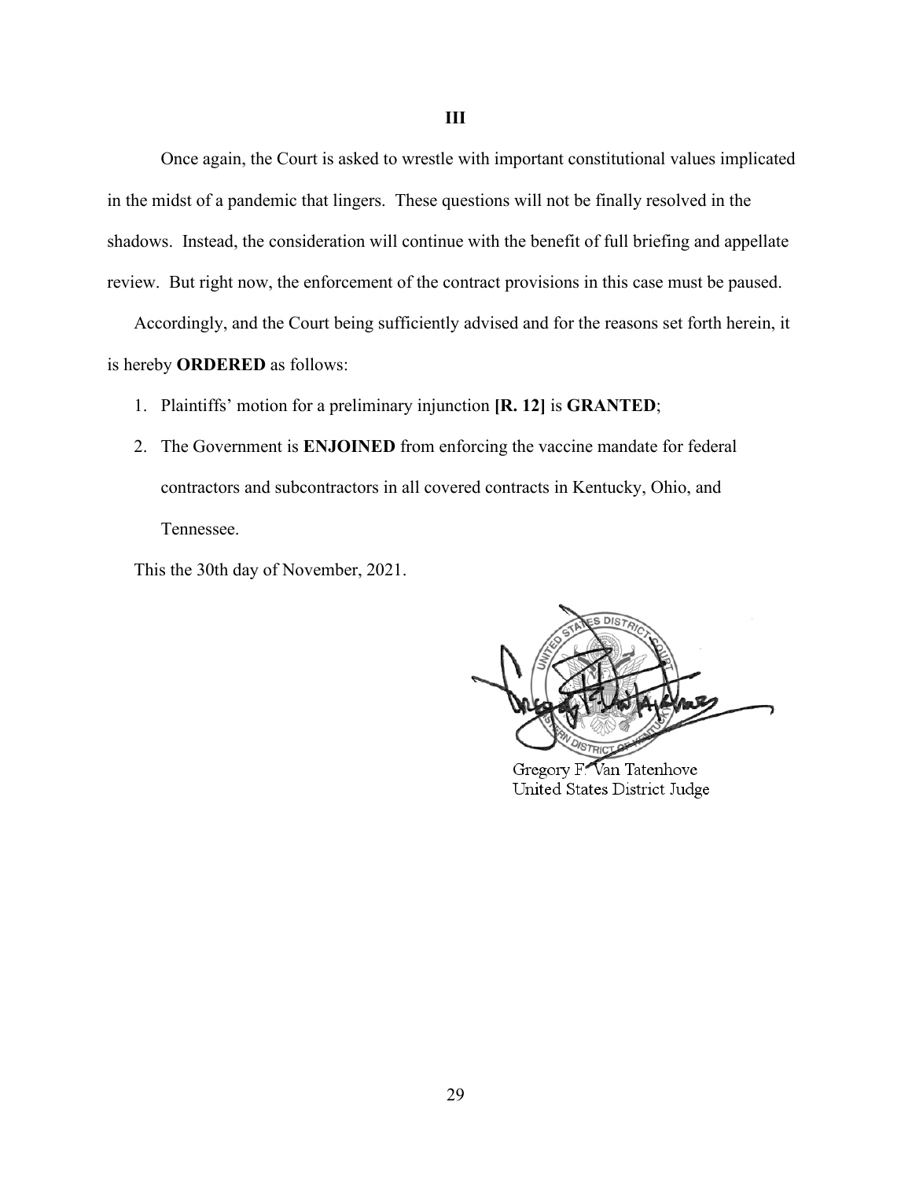## III

Once again, the Court is asked to wrestle with important constitutional values implicated in the midst of a pandemic that lingers. These questions will not be finally resolved in the shadows. Instead, the consideration will continue with the benefit of full briefing and appellate review. But right now, the enforcement of the contract provisions in this case must be paused.

Accordingly, and the Court being sufficiently advised and for the reasons set forth herein, it is hereby **ORDERED** as follows:

1. Plaintiffs' motion for a preliminary injunction **[R. 12]** is **GRANTED**;
2. The Government is **ENJOINED** from enforcing the vaccine mandate for federal contractors and subcontractors in all covered contracts in Kentucky, Ohio, and Tennessee.

This the 30th day of November, 2021.

Gregory F. Van Tatenhove
United States District Judge